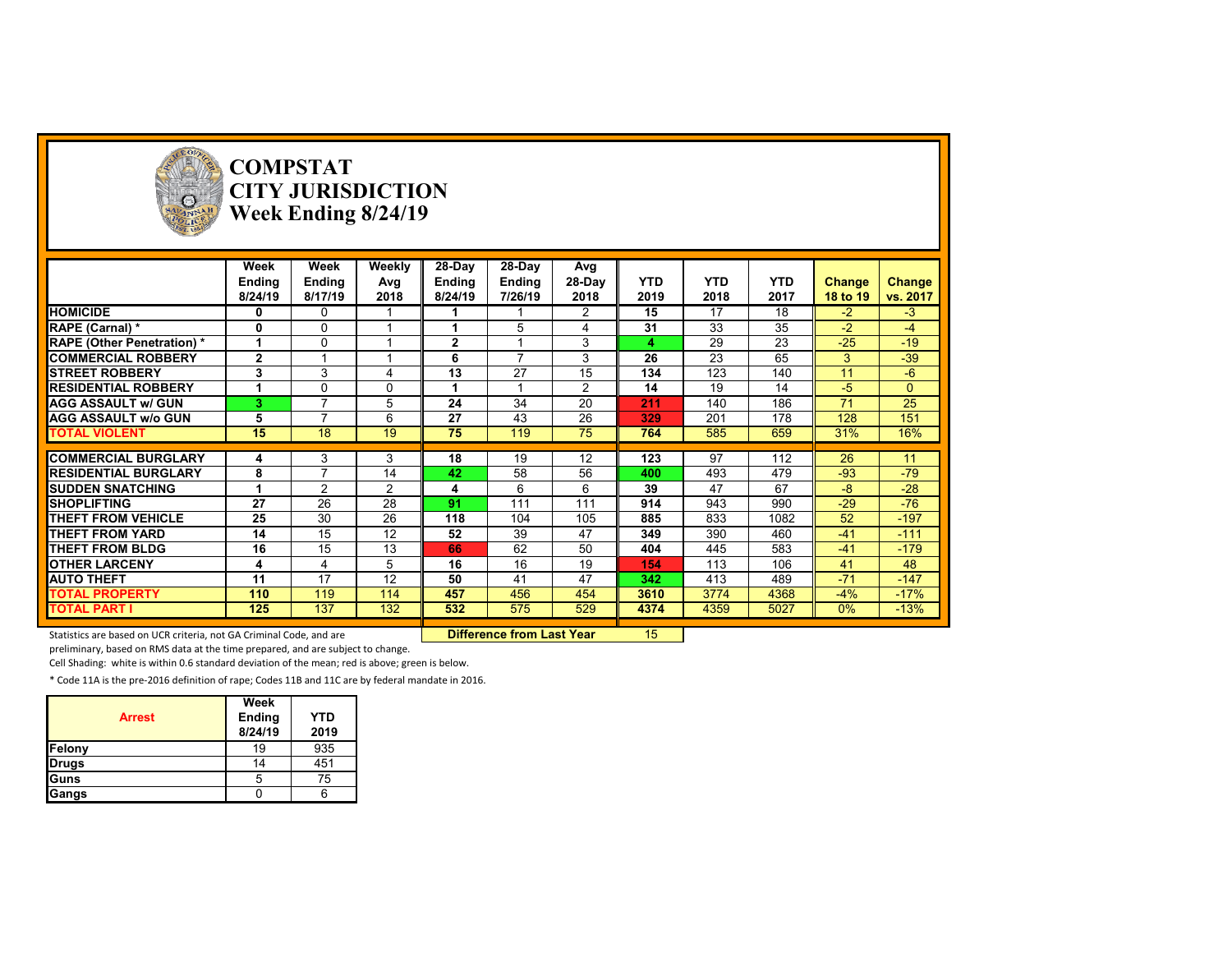# COMPSTAT
# CITY JURISDICTION
# Week Ending 8/24/19

| | Week Ending 8/24/19 | Week Ending 8/17/19 | Weekly Avg 2018 | 28-Day Ending 8/24/19 | 28-Day Ending 7/26/19 | Avg 28-Day 2018 | YTD 2019 | YTD 2018 | YTD 2017 | Change 18 to 19 | Change vs. 2017 |
|---|---|---|---|---|---|---|---|---|---|---|---|
| **HOMICIDE** | **0** | 0 | 1 | **1** | 1 | 2 | **15** | 17 | 18 | -2 | -3 |
| **RAPE (Carnal) *** | **0** | 0 | 1 | **1** | 5 | 4 | **31** | 33 | 35 | -2 | -4 |
| **RAPE (Other Penetration) *** | **1** | 0 | 1 | **2** | 1 | 3 | **4** | 29 | 23 | -25 | -19 |
| **COMMERCIAL ROBBERY** | **2** | 1 | 1 | **6** | 7 | 3 | **26** | 23 | 65 | 3 | -39 |
| **STREET ROBBERY** | **3** | 3 | 4 | **13** | 27 | 15 | **134** | 123 | 140 | 11 | -6 |
| **RESIDENTIAL ROBBERY** | **1** | 0 | 0 | **1** | 1 | 2 | **14** | 19 | 14 | -5 | 0 |
| **AGG ASSAULT w/ GUN** | **3** | 7 | 5 | **24** | 34 | 20 | **211** | 140 | 186 | 71 | 25 |
| **AGG ASSAULT w/o GUN** | **5** | 7 | 6 | **27** | 43 | 26 | **329** | 201 | 178 | 128 | 151 |
| **TOTAL VIOLENT** | **15** | 18 | 19 | **75** | 119 | 75 | **764** | 585 | 659 | 31% | 16% |
| **COMMERCIAL BURGLARY** | **4** | 3 | 3 | **18** | 19 | 12 | **123** | 97 | 112 | 26 | 11 |
| **RESIDENTIAL BURGLARY** | **8** | 7 | 14 | **42** | 58 | 56 | **400** | 493 | 479 | -93 | -79 |
| **SUDDEN SNATCHING** | **1** | 2 | 2 | **4** | 6 | 6 | **39** | 47 | 67 | -8 | -28 |
| **SHOPLIFTING** | **27** | 26 | 28 | **91** | 111 | 111 | **914** | 943 | 990 | -29 | -76 |
| **THEFT FROM VEHICLE** | **25** | 30 | 26 | **118** | 104 | 105 | **885** | 833 | 1082 | 52 | -197 |
| **THEFT FROM YARD** | **14** | 15 | 12 | **52** | 39 | 47 | **349** | 390 | 460 | -41 | -111 |
| **THEFT FROM BLDG** | **16** | 15 | 13 | **66** | 62 | 50 | **404** | 445 | 583 | -41 | -179 |
| **OTHER LARCENY** | **4** | 4 | 5 | **16** | 16 | 19 | **154** | 113 | 106 | 41 | 48 |
| **AUTO THEFT** | **11** | 17 | 12 | **50** | 41 | 47 | **342** | 413 | 489 | -71 | -147 |
| **TOTAL PROPERTY** | **110** | 119 | 114 | **457** | 456 | 454 | **3610** | 3774 | 4368 | -4% | -17% |
| **TOTAL PART I** | **125** | 137 | 132 | **532** | 575 | 529 | **4374** | 4359 | 5027 | 0% | -13% |

**Difference from Last Year** 15

Statistics are based on UCR criteria, not GA Criminal Code, and are preliminary, based on RMS data at the time prepared, and are subject to change.

Cell Shading: white is within 0.6 standard deviation of the mean; red is above; green is below.

* Code 11A is the pre-2016 definition of rape; Codes 11B and 11C are by federal mandate in 2016.

| Arrest | Week Ending 8/24/19 | YTD 2019 |
|---|---|---|
| **Felony** | 19 | 935 |
| **Drugs** | 14 | 451 |
| **Guns** | 5 | 75 |
| **Gangs** | 0 | 6 |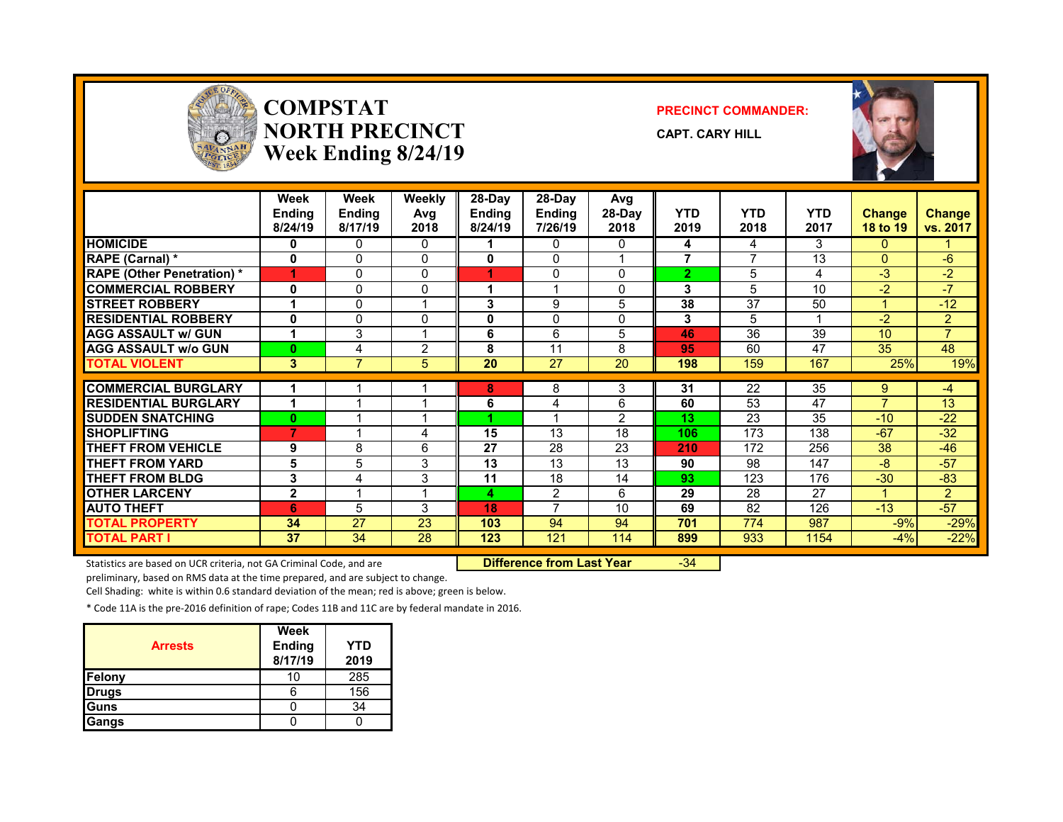# COMPSTAT NORTH PRECINCT
## Week Ending 8/24/19

**PRECINCT COMMANDER:**
**CAPT. CARY HILL**

| | Week Ending 8/24/19 | Week Ending 8/17/19 | Weekly Avg 2018 | 28-Day Ending 8/24/19 | 28-Day Ending 7/26/19 | Avg 28-Day 2018 | YTD 2019 | YTD 2018 | YTD 2017 | Change 18 to 19 | Change vs. 2017 |
|---|---|---|---|---|---|---|---|---|---|---|---|
| HOMICIDE | 0 | 0 | 0 | 1 | 0 | 0 | 4 | 4 | 3 | 0 | 1 |
| RAPE (Carnal) * | 0 | 0 | 0 | 0 | 0 | 1 | 7 | 7 | 13 | 0 | -6 |
| RAPE (Other Penetration) * | 1 | 0 | 0 | 1 | 0 | 0 | 2 | 5 | 4 | -3 | -2 |
| COMMERCIAL ROBBERY | 0 | 0 | 0 | 1 | 1 | 0 | 3 | 5 | 10 | -2 | -7 |
| STREET ROBBERY | 1 | 0 | 1 | 3 | 9 | 5 | 38 | 37 | 50 | 1 | -12 |
| RESIDENTIAL ROBBERY | 0 | 0 | 0 | 0 | 0 | 0 | 3 | 5 | 1 | -2 | 2 |
| AGG ASSAULT w/ GUN | 1 | 3 | 1 | 6 | 6 | 5 | 46 | 36 | 39 | 10 | 7 |
| AGG ASSAULT w/o GUN | 0 | 4 | 2 | 8 | 11 | 8 | 95 | 60 | 47 | 35 | 48 |
| TOTAL VIOLENT | 3 | 7 | 5 | 20 | 27 | 20 | 198 | 159 | 167 | 25% | 19% |
| COMMERCIAL BURGLARY | 1 | 1 | 1 | 8 | 8 | 3 | 31 | 22 | 35 | 9 | -4 |
| RESIDENTIAL BURGLARY | 1 | 1 | 1 | 6 | 4 | 6 | 60 | 53 | 47 | 7 | 13 |
| SUDDEN SNATCHING | 0 | 1 | 1 | 1 | 1 | 2 | 13 | 23 | 35 | -10 | -22 |
| SHOPLIFTING | 7 | 1 | 4 | 15 | 13 | 18 | 106 | 173 | 138 | -67 | -32 |
| THEFT FROM VEHICLE | 9 | 8 | 6 | 27 | 28 | 23 | 210 | 172 | 256 | 38 | -46 |
| THEFT FROM YARD | 5 | 5 | 3 | 13 | 13 | 13 | 90 | 98 | 147 | -8 | -57 |
| THEFT FROM BLDG | 3 | 4 | 3 | 11 | 18 | 14 | 93 | 123 | 176 | -30 | -83 |
| OTHER LARCENY | 2 | 1 | 1 | 4 | 2 | 6 | 29 | 28 | 27 | 1 | 2 |
| AUTO THEFT | 6 | 5 | 3 | 18 | 7 | 10 | 69 | 82 | 126 | -13 | -57 |
| TOTAL PROPERTY | 34 | 27 | 23 | 103 | 94 | 94 | 701 | 774 | 987 | -9% | -29% |
| TOTAL PART I | 37 | 34 | 28 | 123 | 121 | 114 | 899 | 933 | 1154 | -4% | -22% |

**Difference from Last Year** -34

Statistics are based on UCR criteria, not GA Criminal Code, and are preliminary, based on RMS data at the time prepared, and are subject to change.

Cell Shading: white is within 0.6 standard deviation of the mean; red is above; green is below.

* Code 11A is the pre-2016 definition of rape; Codes 11B and 11C are by federal mandate in 2016.

| Arrests | Week Ending 8/17/19 | YTD 2019 |
|---|---|---|
| Felony | 10 | 285 |
| Drugs | 6 | 156 |
| Guns | 0 | 34 |
| Gangs | 0 | 0 |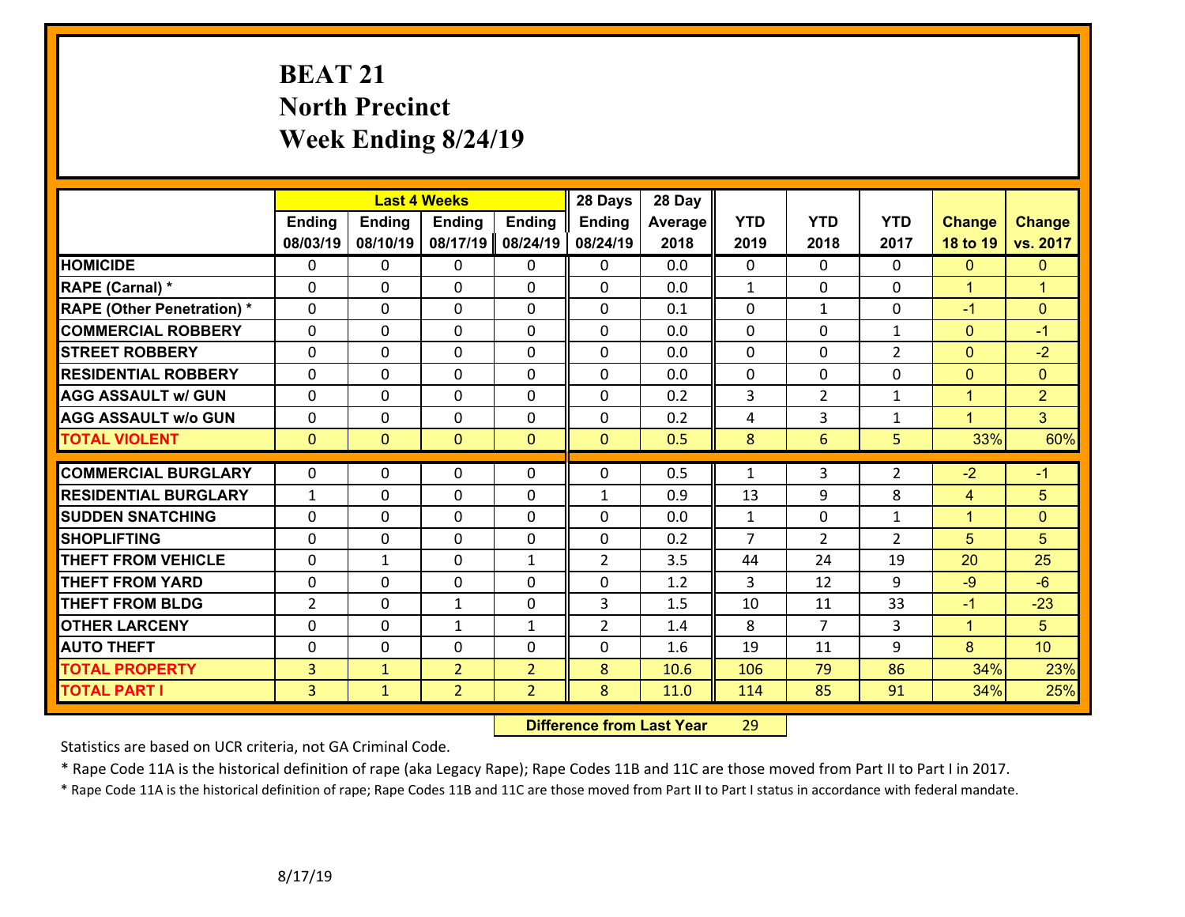# BEAT 21
## North Precinct
## Week Ending 8/24/19

| | Last 4 Weeks | | | | 28 Days | 28 Day | | | | | |
|---|---|---|---|---|---|---|---|---|---|---|---|
| | Ending 08/03/19 | Ending 08/10/19 | Ending 08/17/19 | Ending 08/24/19 | Ending 08/24/19 | Average 2018 | YTD 2019 | YTD 2018 | YTD 2017 | Change 18 to 19 | Change vs. 2017 |
| HOMICIDE | 0 | 0 | 0 | 0 | 0 | 0.0 | 0 | 0 | 0 | 0 | 0 |
| RAPE (Carnal) * | 0 | 0 | 0 | 0 | 0 | 0.0 | 1 | 0 | 0 | 1 | 1 |
| RAPE (Other Penetration) * | 0 | 0 | 0 | 0 | 0 | 0.1 | 0 | 1 | 0 | -1 | 0 |
| COMMERCIAL ROBBERY | 0 | 0 | 0 | 0 | 0 | 0.0 | 0 | 0 | 1 | 0 | -1 |
| STREET ROBBERY | 0 | 0 | 0 | 0 | 0 | 0.0 | 0 | 0 | 2 | 0 | -2 |
| RESIDENTIAL ROBBERY | 0 | 0 | 0 | 0 | 0 | 0.0 | 0 | 0 | 0 | 0 | 0 |
| AGG ASSAULT w/ GUN | 0 | 0 | 0 | 0 | 0 | 0.2 | 3 | 2 | 1 | 1 | 2 |
| AGG ASSAULT w/o GUN | 0 | 0 | 0 | 0 | 0 | 0.2 | 4 | 3 | 1 | 1 | 3 |
| TOTAL VIOLENT | 0 | 0 | 0 | 0 | 0 | 0.5 | 8 | 6 | 5 | 33% | 60% |
| COMMERCIAL BURGLARY | 0 | 0 | 0 | 0 | 0 | 0.5 | 1 | 3 | 2 | -2 | -1 |
| RESIDENTIAL BURGLARY | 1 | 0 | 0 | 0 | 1 | 0.9 | 13 | 9 | 8 | 4 | 5 |
| SUDDEN SNATCHING | 0 | 0 | 0 | 0 | 0 | 0.0 | 1 | 0 | 1 | 1 | 0 |
| SHOPLIFTING | 0 | 0 | 0 | 0 | 0 | 0.2 | 7 | 2 | 2 | 5 | 5 |
| THEFT FROM VEHICLE | 0 | 1 | 0 | 1 | 2 | 3.5 | 44 | 24 | 19 | 20 | 25 |
| THEFT FROM YARD | 0 | 0 | 0 | 0 | 0 | 1.2 | 3 | 12 | 9 | -9 | -6 |
| THEFT FROM BLDG | 2 | 0 | 1 | 0 | 3 | 1.5 | 10 | 11 | 33 | -1 | -23 |
| OTHER LARCENY | 0 | 0 | 1 | 1 | 2 | 1.4 | 8 | 7 | 3 | 1 | 5 |
| AUTO THEFT | 0 | 0 | 0 | 0 | 0 | 1.6 | 19 | 11 | 9 | 8 | 10 |
| TOTAL PROPERTY | 3 | 1 | 2 | 2 | 8 | 10.6 | 106 | 79 | 86 | 34% | 23% |
| TOTAL PART I | 3 | 1 | 2 | 2 | 8 | 11.0 | 114 | 85 | 91 | 34% | 25% |

**Difference from Last Year** 29

Statistics are based on UCR criteria, not GA Criminal Code.

* Rape Code 11A is the historical definition of rape (aka Legacy Rape); Rape Codes 11B and 11C are those moved from Part II to Part I in 2017.

* Rape Code 11A is the historical definition of rape; Rape Codes 11B and 11C are those moved from Part II to Part I status in accordance with federal mandate.

8/17/19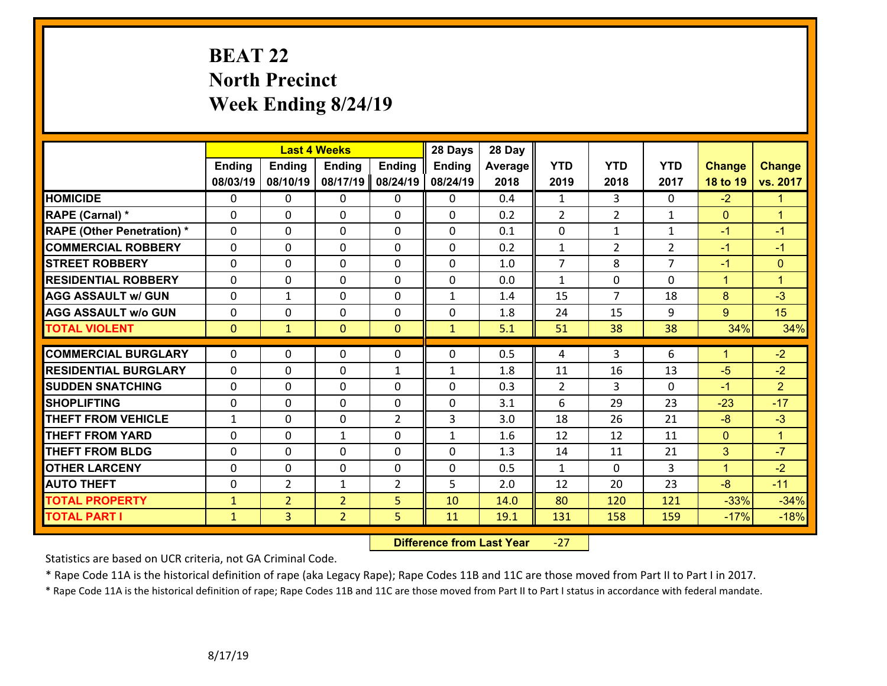# BEAT 22
## North Precinct
## Week Ending 8/24/19

| | Last 4 Weeks | | | | 28 Days | 28 Day | | | | | |
|---|---|---|---|---|---|---|---|---|---|---|---|
| | Ending 08/03/19 | Ending 08/10/19 | Ending 08/17/19 | Ending 08/24/19 | Ending 08/24/19 | Average 2018 | YTD 2019 | YTD 2018 | YTD 2017 | Change 18 to 19 | Change vs. 2017 |
| HOMICIDE | 0 | 0 | 0 | 0 | 0 | 0.4 | 1 | 3 | 0 | -2 | 1 |
| RAPE (Carnal) * | 0 | 0 | 0 | 0 | 0 | 0.2 | 2 | 2 | 1 | 0 | 1 |
| RAPE (Other Penetration) * | 0 | 0 | 0 | 0 | 0 | 0.1 | 0 | 1 | 1 | -1 | -1 |
| COMMERCIAL ROBBERY | 0 | 0 | 0 | 0 | 0 | 0.2 | 1 | 2 | 2 | -1 | -1 |
| STREET ROBBERY | 0 | 0 | 0 | 0 | 0 | 1.0 | 7 | 8 | 7 | -1 | 0 |
| RESIDENTIAL ROBBERY | 0 | 0 | 0 | 0 | 0 | 0.0 | 1 | 0 | 0 | 1 | 1 |
| AGG ASSAULT w/ GUN | 0 | 1 | 0 | 0 | 1 | 1.4 | 15 | 7 | 18 | 8 | -3 |
| AGG ASSAULT w/o GUN | 0 | 0 | 0 | 0 | 0 | 1.8 | 24 | 15 | 9 | 9 | 15 |
| TOTAL VIOLENT | 0 | 1 | 0 | 0 | 1 | 5.1 | 51 | 38 | 38 | 34% | 34% |
| COMMERCIAL BURGLARY | 0 | 0 | 0 | 0 | 0 | 0.5 | 4 | 3 | 6 | 1 | -2 |
| RESIDENTIAL BURGLARY | 0 | 0 | 0 | 1 | 1 | 1.8 | 11 | 16 | 13 | -5 | -2 |
| SUDDEN SNATCHING | 0 | 0 | 0 | 0 | 0 | 0.3 | 2 | 3 | 0 | -1 | 2 |
| SHOPLIFTING | 0 | 0 | 0 | 0 | 0 | 3.1 | 6 | 29 | 23 | -23 | -17 |
| THEFT FROM VEHICLE | 1 | 0 | 0 | 2 | 3 | 3.0 | 18 | 26 | 21 | -8 | -3 |
| THEFT FROM YARD | 0 | 0 | 1 | 0 | 1 | 1.6 | 12 | 12 | 11 | 0 | 1 |
| THEFT FROM BLDG | 0 | 0 | 0 | 0 | 0 | 1.3 | 14 | 11 | 21 | 3 | -7 |
| OTHER LARCENY | 0 | 0 | 0 | 0 | 0 | 0.5 | 1 | 0 | 3 | 1 | -2 |
| AUTO THEFT | 0 | 2 | 1 | 2 | 5 | 2.0 | 12 | 20 | 23 | -8 | -11 |
| TOTAL PROPERTY | 1 | 2 | 2 | 5 | 10 | 14.0 | 80 | 120 | 121 | -33% | -34% |
| TOTAL PART I | 1 | 3 | 2 | 5 | 11 | 19.1 | 131 | 158 | 159 | -17% | -18% |

**Difference from Last Year** -27

Statistics are based on UCR criteria, not GA Criminal Code.

* Rape Code 11A is the historical definition of rape (aka Legacy Rape); Rape Codes 11B and 11C are those moved from Part II to Part I in 2017.

* Rape Code 11A is the historical definition of rape; Rape Codes 11B and 11C are those moved from Part II to Part I status in accordance with federal mandate.

8/17/19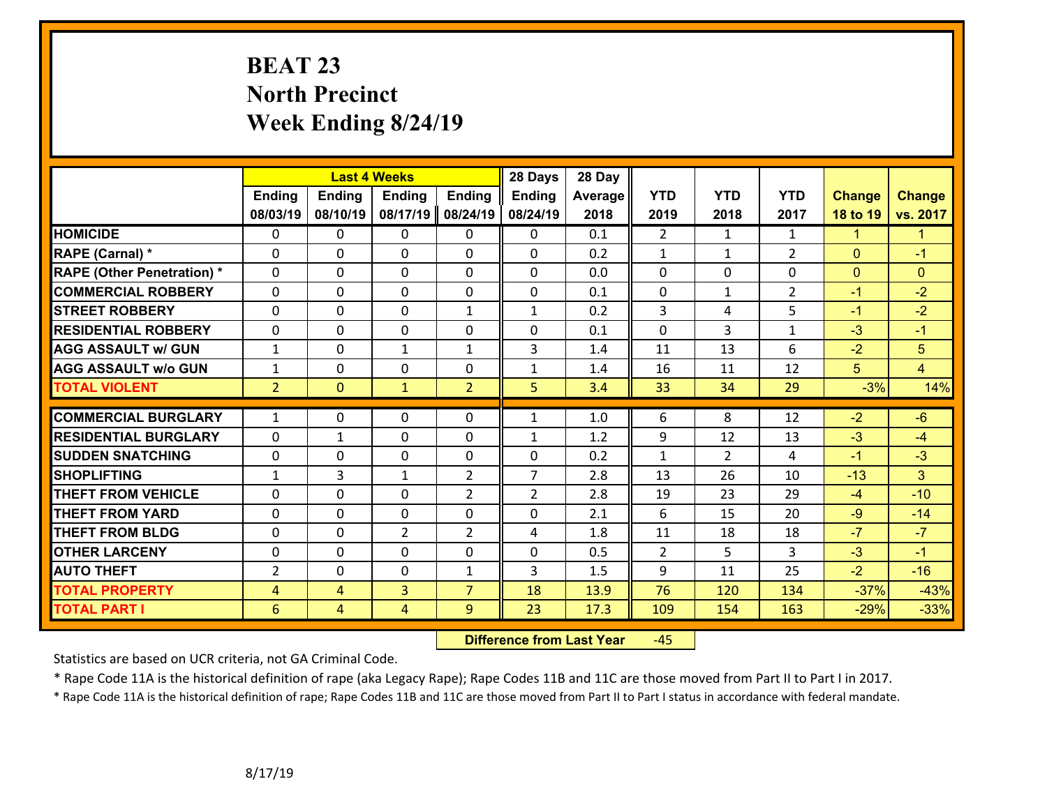# BEAT 23
## North Precinct
## Week Ending 8/24/19

| | Last 4 Weeks | | | | 28 Days | 28 Day | | | | | |
|---|---|---|---|---|---|---|---|---|---|---|---|
| | Ending 08/03/19 | Ending 08/10/19 | Ending 08/17/19 | Ending 08/24/19 | Ending 08/24/19 | Average 2018 | YTD 2019 | YTD 2018 | YTD 2017 | Change 18 to 19 | Change vs. 2017 |
| HOMICIDE | 0 | 0 | 0 | 0 | 0 | 0.1 | 2 | 1 | 1 | 1 | 1 |
| RAPE (Carnal) * | 0 | 0 | 0 | 0 | 0 | 0.2 | 1 | 1 | 2 | 0 | -1 |
| RAPE (Other Penetration) * | 0 | 0 | 0 | 0 | 0 | 0.0 | 0 | 0 | 0 | 0 | 0 |
| COMMERCIAL ROBBERY | 0 | 0 | 0 | 0 | 0 | 0.1 | 0 | 1 | 2 | -1 | -2 |
| STREET ROBBERY | 0 | 0 | 0 | 1 | 1 | 0.2 | 3 | 4 | 5 | -1 | -2 |
| RESIDENTIAL ROBBERY | 0 | 0 | 0 | 0 | 0 | 0.1 | 0 | 3 | 1 | -3 | -1 |
| AGG ASSAULT w/ GUN | 1 | 0 | 1 | 1 | 3 | 1.4 | 11 | 13 | 6 | -2 | 5 |
| AGG ASSAULT w/o GUN | 1 | 0 | 0 | 0 | 1 | 1.4 | 16 | 11 | 12 | 5 | 4 |
| TOTAL VIOLENT | 2 | 0 | 1 | 2 | 5 | 3.4 | 33 | 34 | 29 | -3% | 14% |
| COMMERCIAL BURGLARY | 1 | 0 | 0 | 0 | 1 | 1.0 | 6 | 8 | 12 | -2 | -6 |
| RESIDENTIAL BURGLARY | 0 | 1 | 0 | 0 | 1 | 1.2 | 9 | 12 | 13 | -3 | -4 |
| SUDDEN SNATCHING | 0 | 0 | 0 | 0 | 0 | 0.2 | 1 | 2 | 4 | -1 | -3 |
| SHOPLIFTING | 1 | 3 | 1 | 2 | 7 | 2.8 | 13 | 26 | 10 | -13 | 3 |
| THEFT FROM VEHICLE | 0 | 0 | 0 | 2 | 2 | 2.8 | 19 | 23 | 29 | -4 | -10 |
| THEFT FROM YARD | 0 | 0 | 0 | 0 | 0 | 2.1 | 6 | 15 | 20 | -9 | -14 |
| THEFT FROM BLDG | 0 | 0 | 2 | 2 | 4 | 1.8 | 11 | 18 | 18 | -7 | -7 |
| OTHER LARCENY | 0 | 0 | 0 | 0 | 0 | 0.5 | 2 | 5 | 3 | -3 | -1 |
| AUTO THEFT | 2 | 0 | 0 | 1 | 3 | 1.5 | 9 | 11 | 25 | -2 | -16 |
| TOTAL PROPERTY | 4 | 4 | 3 | 7 | 18 | 13.9 | 76 | 120 | 134 | -37% | -43% |
| TOTAL PART I | 6 | 4 | 4 | 9 | 23 | 17.3 | 109 | 154 | 163 | -29% | -33% |

**Difference from Last Year** -45

Statistics are based on UCR criteria, not GA Criminal Code.

* Rape Code 11A is the historical definition of rape (aka Legacy Rape); Rape Codes 11B and 11C are those moved from Part II to Part I in 2017.

* Rape Code 11A is the historical definition of rape; Rape Codes 11B and 11C are those moved from Part II to Part I status in accordance with federal mandate.

8/17/19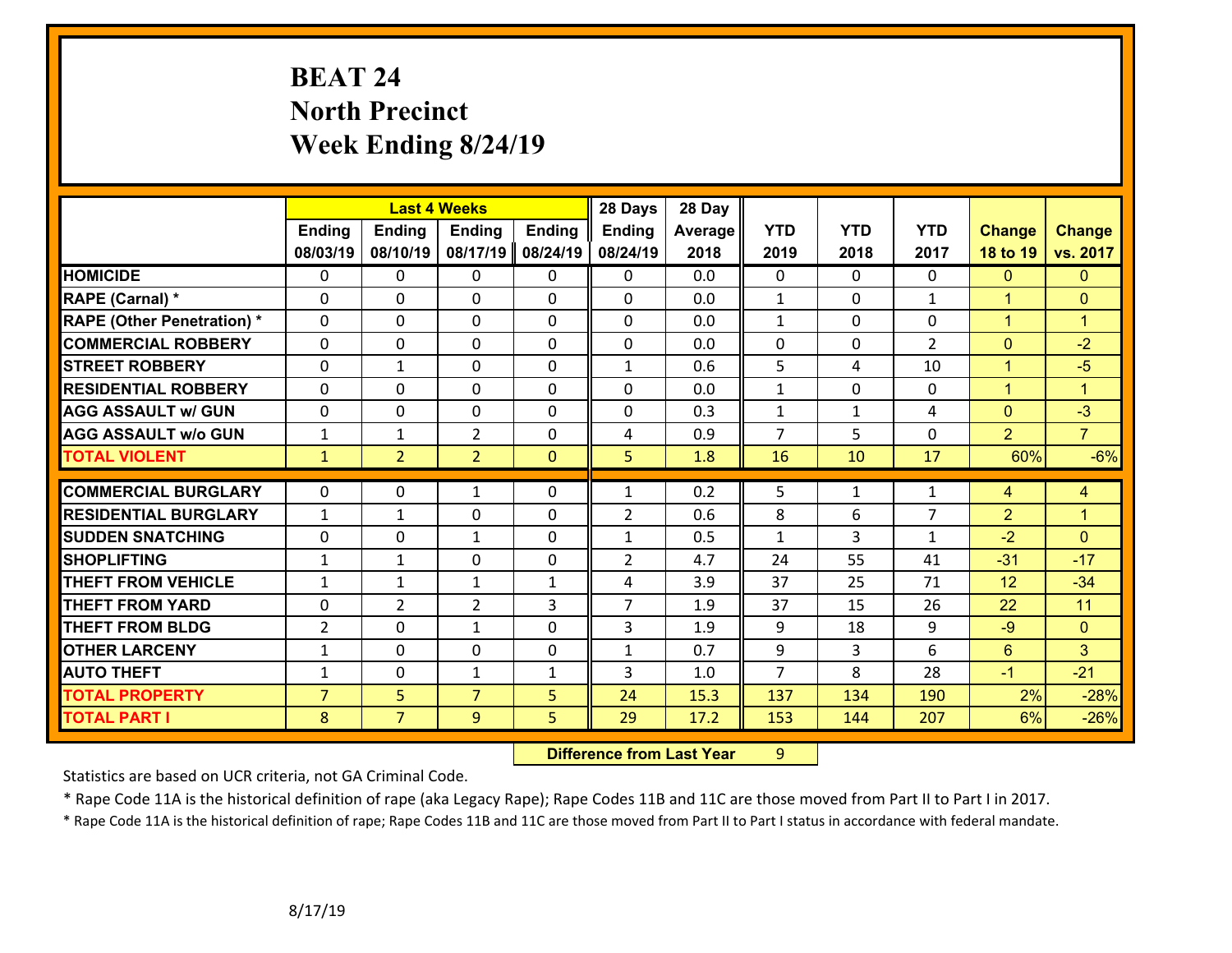# BEAT 24
# North Precinct
# Week Ending 8/24/19

| | Last 4 Weeks | | | | 28 Days | 28 Day | | | | | |
|---|---|---|---|---|---|---|---|---|---|---|---|
| | Ending 08/03/19 | Ending 08/10/19 | Ending 08/17/19 | Ending 08/24/19 | Ending 08/24/19 | Average 2018 | YTD 2019 | YTD 2018 | YTD 2017 | Change 18 to 19 | Change vs. 2017 |
| HOMICIDE | 0 | 0 | 0 | 0 | 0 | 0.0 | 0 | 0 | 0 | 0 | 0 |
| RAPE (Carnal) * | 0 | 0 | 0 | 0 | 0 | 0.0 | 1 | 0 | 1 | 1 | 0 |
| RAPE (Other Penetration) * | 0 | 0 | 0 | 0 | 0 | 0.0 | 1 | 0 | 0 | 1 | 1 |
| COMMERCIAL ROBBERY | 0 | 0 | 0 | 0 | 0 | 0.0 | 0 | 0 | 2 | 0 | -2 |
| STREET ROBBERY | 0 | 1 | 0 | 0 | 1 | 0.6 | 5 | 4 | 10 | 1 | -5 |
| RESIDENTIAL ROBBERY | 0 | 0 | 0 | 0 | 0 | 0.0 | 1 | 0 | 0 | 1 | 1 |
| AGG ASSAULT w/ GUN | 0 | 0 | 0 | 0 | 0 | 0.3 | 1 | 1 | 4 | 0 | -3 |
| AGG ASSAULT w/o GUN | 1 | 1 | 2 | 0 | 4 | 0.9 | 7 | 5 | 0 | 2 | 7 |
| TOTAL VIOLENT | 1 | 2 | 2 | 0 | 5 | 1.8 | 16 | 10 | 17 | 60% | -6% |
| COMMERCIAL BURGLARY | 0 | 0 | 1 | 0 | 1 | 0.2 | 5 | 1 | 1 | 4 | 4 |
| RESIDENTIAL BURGLARY | 1 | 1 | 0 | 0 | 2 | 0.6 | 8 | 6 | 7 | 2 | 1 |
| SUDDEN SNATCHING | 0 | 0 | 1 | 0 | 1 | 0.5 | 1 | 3 | 1 | -2 | 0 |
| SHOPLIFTING | 1 | 1 | 0 | 0 | 2 | 4.7 | 24 | 55 | 41 | -31 | -17 |
| THEFT FROM VEHICLE | 1 | 1 | 1 | 1 | 4 | 3.9 | 37 | 25 | 71 | 12 | -34 |
| THEFT FROM YARD | 0 | 2 | 2 | 3 | 7 | 1.9 | 37 | 15 | 26 | 22 | 11 |
| THEFT FROM BLDG | 2 | 0 | 1 | 0 | 3 | 1.9 | 9 | 18 | 9 | -9 | 0 |
| OTHER LARCENY | 1 | 0 | 0 | 0 | 1 | 0.7 | 9 | 3 | 6 | 6 | 3 |
| AUTO THEFT | 1 | 0 | 1 | 1 | 3 | 1.0 | 7 | 8 | 28 | -1 | -21 |
| TOTAL PROPERTY | 7 | 5 | 7 | 5 | 24 | 15.3 | 137 | 134 | 190 | 2% | -28% |
| TOTAL PART I | 8 | 7 | 9 | 5 | 29 | 17.2 | 153 | 144 | 207 | 6% | -26% |

**Difference from Last Year** 9

Statistics are based on UCR criteria, not GA Criminal Code.

* Rape Code 11A is the historical definition of rape (aka Legacy Rape); Rape Codes 11B and 11C are those moved from Part II to Part I in 2017.

* Rape Code 11A is the historical definition of rape; Rape Codes 11B and 11C are those moved from Part II to Part I status in accordance with federal mandate.

8/17/19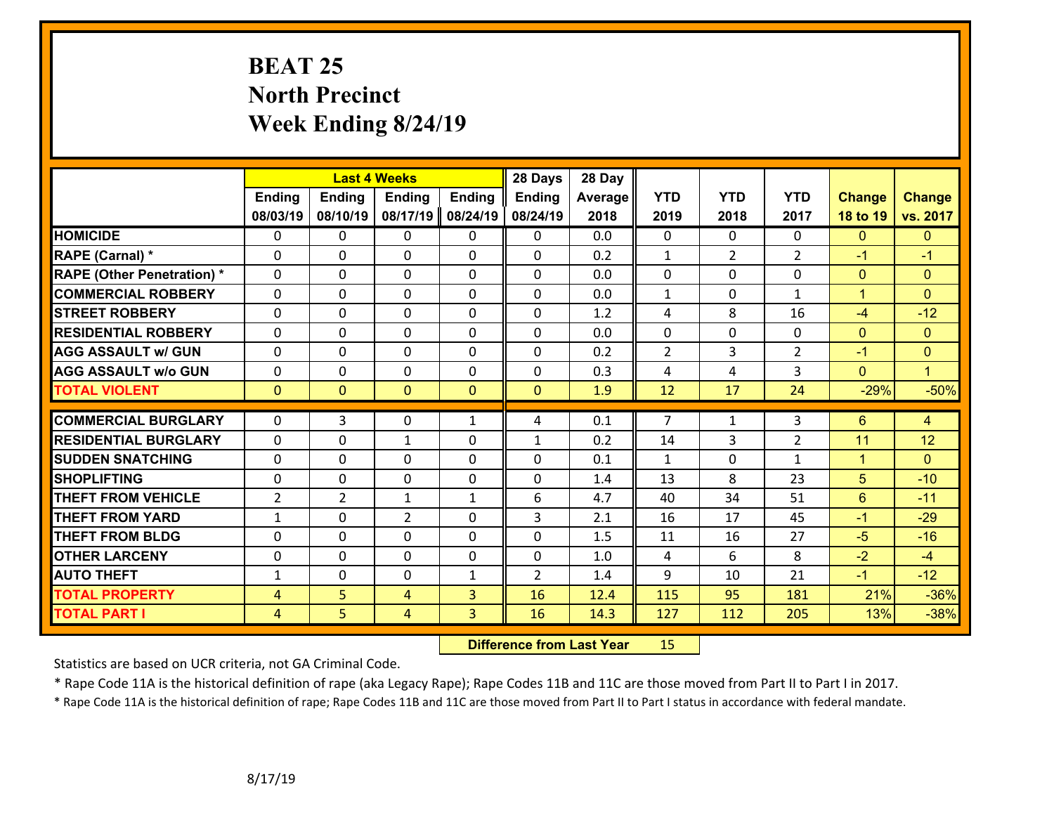# BEAT 25
## North Precinct
## Week Ending 8/24/19

| | Last 4 Weeks | | | | 28 Days | 28 Day | | | | | |
|---|---|---|---|---|---|---|---|---|---|---|---|
| | Ending 08/03/19 | Ending 08/10/19 | Ending 08/17/19 | Ending 08/24/19 | Ending 08/24/19 | Average 2018 | YTD 2019 | YTD 2018 | YTD 2017 | Change 18 to 19 | Change vs. 2017 |
| HOMICIDE | 0 | 0 | 0 | 0 | 0 | 0.0 | 0 | 0 | 0 | 0 | 0 |
| RAPE (Carnal) * | 0 | 0 | 0 | 0 | 0 | 0.2 | 1 | 2 | 2 | -1 | -1 |
| RAPE (Other Penetration) * | 0 | 0 | 0 | 0 | 0 | 0.0 | 0 | 0 | 0 | 0 | 0 |
| COMMERCIAL ROBBERY | 0 | 0 | 0 | 0 | 0 | 0.0 | 1 | 0 | 1 | 1 | 0 |
| STREET ROBBERY | 0 | 0 | 0 | 0 | 0 | 1.2 | 4 | 8 | 16 | -4 | -12 |
| RESIDENTIAL ROBBERY | 0 | 0 | 0 | 0 | 0 | 0.0 | 0 | 0 | 0 | 0 | 0 |
| AGG ASSAULT w/ GUN | 0 | 0 | 0 | 0 | 0 | 0.2 | 2 | 3 | 2 | -1 | 0 |
| AGG ASSAULT w/o GUN | 0 | 0 | 0 | 0 | 0 | 0.3 | 4 | 4 | 3 | 0 | 1 |
| TOTAL VIOLENT | 0 | 0 | 0 | 0 | 0 | 1.9 | 12 | 17 | 24 | -29% | -50% |
| COMMERCIAL BURGLARY | 0 | 3 | 0 | 1 | 4 | 0.1 | 7 | 1 | 3 | 6 | 4 |
| RESIDENTIAL BURGLARY | 0 | 0 | 1 | 0 | 1 | 0.2 | 14 | 3 | 2 | 11 | 12 |
| SUDDEN SNATCHING | 0 | 0 | 0 | 0 | 0 | 0.1 | 1 | 0 | 1 | 1 | 0 |
| SHOPLIFTING | 0 | 0 | 0 | 0 | 0 | 1.4 | 13 | 8 | 23 | 5 | -10 |
| THEFT FROM VEHICLE | 2 | 2 | 1 | 1 | 6 | 4.7 | 40 | 34 | 51 | 6 | -11 |
| THEFT FROM YARD | 1 | 0 | 2 | 0 | 3 | 2.1 | 16 | 17 | 45 | -1 | -29 |
| THEFT FROM BLDG | 0 | 0 | 0 | 0 | 0 | 1.5 | 11 | 16 | 27 | -5 | -16 |
| OTHER LARCENY | 0 | 0 | 0 | 0 | 0 | 1.0 | 4 | 6 | 8 | -2 | -4 |
| AUTO THEFT | 1 | 0 | 0 | 1 | 2 | 1.4 | 9 | 10 | 21 | -1 | -12 |
| TOTAL PROPERTY | 4 | 5 | 4 | 3 | 16 | 12.4 | 115 | 95 | 181 | 21% | -36% |
| TOTAL PART I | 4 | 5 | 4 | 3 | 16 | 14.3 | 127 | 112 | 205 | 13% | -38% |

**Difference from Last Year** 15

Statistics are based on UCR criteria, not GA Criminal Code.

* Rape Code 11A is the historical definition of rape (aka Legacy Rape); Rape Codes 11B and 11C are those moved from Part II to Part I in 2017.

* Rape Code 11A is the historical definition of rape; Rape Codes 11B and 11C are those moved from Part II to Part I status in accordance with federal mandate.

8/17/19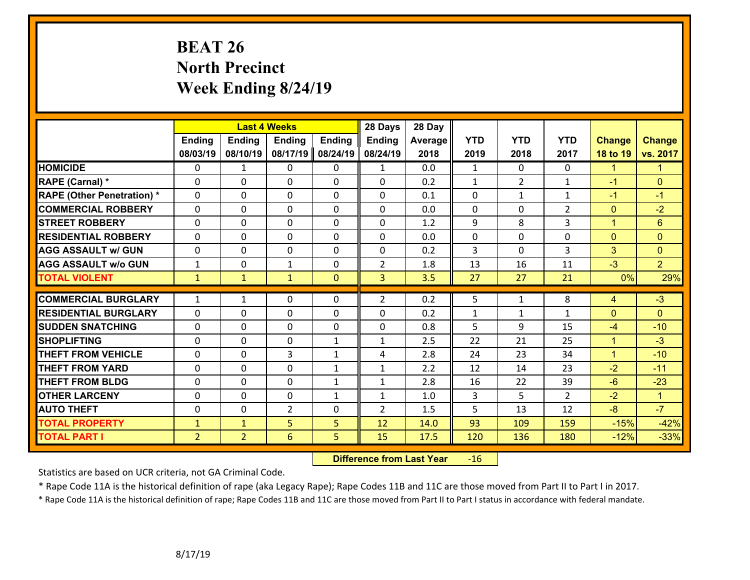# BEAT 26
## North Precinct
## Week Ending 8/24/19

| | Last 4 Weeks | | | | 28 Days | 28 Day | | | | | |
|---|---|---|---|---|---|---|---|---|---|---|---|
| | Ending 08/03/19 | Ending 08/10/19 | Ending 08/17/19 | Ending 08/24/19 | Ending 08/24/19 | Average 2018 | YTD 2019 | YTD 2018 | YTD 2017 | Change 18 to 19 | Change vs. 2017 |
| HOMICIDE | 0 | 1 | 0 | 0 | 1 | 0.0 | 1 | 0 | 0 | 1 | 1 |
| RAPE (Carnal) * | 0 | 0 | 0 | 0 | 0 | 0.2 | 1 | 2 | 1 | -1 | 0 |
| RAPE (Other Penetration) * | 0 | 0 | 0 | 0 | 0 | 0.1 | 0 | 1 | 1 | -1 | -1 |
| COMMERCIAL ROBBERY | 0 | 0 | 0 | 0 | 0 | 0.0 | 0 | 0 | 2 | 0 | -2 |
| STREET ROBBERY | 0 | 0 | 0 | 0 | 0 | 1.2 | 9 | 8 | 3 | 1 | 6 |
| RESIDENTIAL ROBBERY | 0 | 0 | 0 | 0 | 0 | 0.0 | 0 | 0 | 0 | 0 | 0 |
| AGG ASSAULT w/ GUN | 0 | 0 | 0 | 0 | 0 | 0.2 | 3 | 0 | 3 | 3 | 0 |
| AGG ASSAULT w/o GUN | 1 | 0 | 1 | 0 | 2 | 1.8 | 13 | 16 | 11 | -3 | 2 |
| TOTAL VIOLENT | 1 | 1 | 1 | 0 | 3 | 3.5 | 27 | 27 | 21 | 0% | 29% |
| COMMERCIAL BURGLARY | 1 | 1 | 0 | 0 | 2 | 0.2 | 5 | 1 | 8 | 4 | -3 |
| RESIDENTIAL BURGLARY | 0 | 0 | 0 | 0 | 0 | 0.2 | 1 | 1 | 1 | 0 | 0 |
| SUDDEN SNATCHING | 0 | 0 | 0 | 0 | 0 | 0.8 | 5 | 9 | 15 | -4 | -10 |
| SHOPLIFTING | 0 | 0 | 0 | 1 | 1 | 2.5 | 22 | 21 | 25 | 1 | -3 |
| THEFT FROM VEHICLE | 0 | 0 | 3 | 1 | 4 | 2.8 | 24 | 23 | 34 | 1 | -10 |
| THEFT FROM YARD | 0 | 0 | 0 | 1 | 1 | 2.2 | 12 | 14 | 23 | -2 | -11 |
| THEFT FROM BLDG | 0 | 0 | 0 | 1 | 1 | 2.8 | 16 | 22 | 39 | -6 | -23 |
| OTHER LARCENY | 0 | 0 | 0 | 1 | 1 | 1.0 | 3 | 5 | 2 | -2 | 1 |
| AUTO THEFT | 0 | 0 | 2 | 0 | 2 | 1.5 | 5 | 13 | 12 | -8 | -7 |
| TOTAL PROPERTY | 1 | 1 | 5 | 5 | 12 | 14.0 | 93 | 109 | 159 | -15% | -42% |
| TOTAL PART I | 2 | 2 | 6 | 5 | 15 | 17.5 | 120 | 136 | 180 | -12% | -33% |

**Difference from Last Year** -16

Statistics are based on UCR criteria, not GA Criminal Code.

* Rape Code 11A is the historical definition of rape (aka Legacy Rape); Rape Codes 11B and 11C are those moved from Part II to Part I in 2017.

* Rape Code 11A is the historical definition of rape; Rape Codes 11B and 11C are those moved from Part II to Part I status in accordance with federal mandate.

8/17/19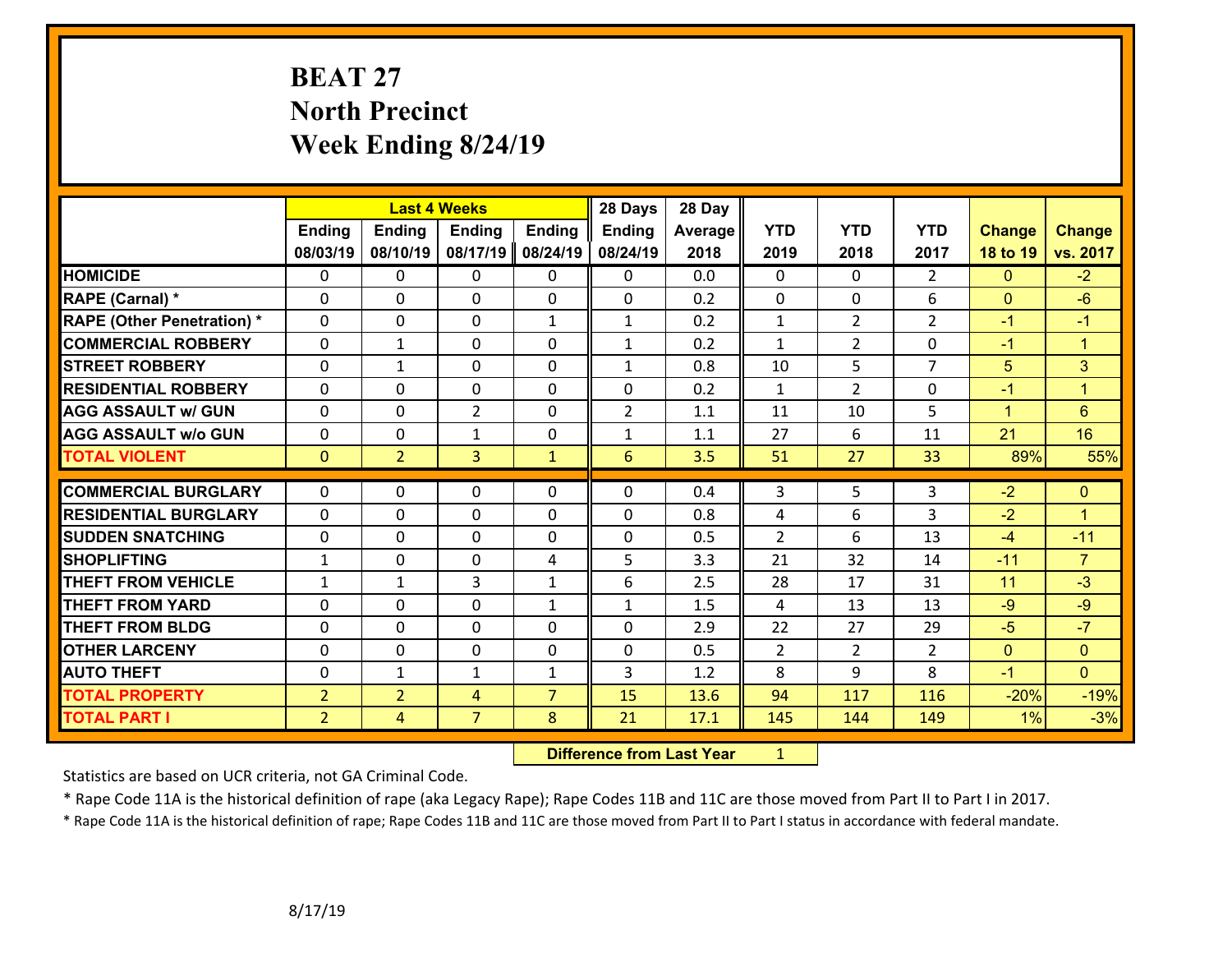# BEAT 27
# North Precinct
# Week Ending 8/24/19

| | Last 4 Weeks | | | | 28 Days | 28 Day | | | | | |
|---|---|---|---|---|---|---|---|---|---|---|---|
| | Ending 08/03/19 | Ending 08/10/19 | Ending 08/17/19 | Ending 08/24/19 | Ending 08/24/19 | Average 2018 | YTD 2019 | YTD 2018 | YTD 2017 | Change 18 to 19 | Change vs. 2017 |
| HOMICIDE | 0 | 0 | 0 | 0 | 0 | 0.0 | 0 | 0 | 2 | 0 | -2 |
| RAPE (Carnal) * | 0 | 0 | 0 | 0 | 0 | 0.2 | 0 | 0 | 6 | 0 | -6 |
| RAPE (Other Penetration) * | 0 | 0 | 0 | 1 | 1 | 0.2 | 1 | 2 | 2 | -1 | -1 |
| COMMERCIAL ROBBERY | 0 | 1 | 0 | 0 | 1 | 0.2 | 1 | 2 | 0 | -1 | 1 |
| STREET ROBBERY | 0 | 1 | 0 | 0 | 1 | 0.8 | 10 | 5 | 7 | 5 | 3 |
| RESIDENTIAL ROBBERY | 0 | 0 | 0 | 0 | 0 | 0.2 | 1 | 2 | 0 | -1 | 1 |
| AGG ASSAULT w/ GUN | 0 | 0 | 2 | 0 | 2 | 1.1 | 11 | 10 | 5 | 1 | 6 |
| AGG ASSAULT w/o GUN | 0 | 0 | 1 | 0 | 1 | 1.1 | 27 | 6 | 11 | 21 | 16 |
| TOTAL VIOLENT | 0 | 2 | 3 | 1 | 6 | 3.5 | 51 | 27 | 33 | 89% | 55% |
| COMMERCIAL BURGLARY | 0 | 0 | 0 | 0 | 0 | 0.4 | 3 | 5 | 3 | -2 | 0 |
| RESIDENTIAL BURGLARY | 0 | 0 | 0 | 0 | 0 | 0.8 | 4 | 6 | 3 | -2 | 1 |
| SUDDEN SNATCHING | 0 | 0 | 0 | 0 | 0 | 0.5 | 2 | 6 | 13 | -4 | -11 |
| SHOPLIFTING | 1 | 0 | 0 | 4 | 5 | 3.3 | 21 | 32 | 14 | -11 | 7 |
| THEFT FROM VEHICLE | 1 | 1 | 3 | 1 | 6 | 2.5 | 28 | 17 | 31 | 11 | -3 |
| THEFT FROM YARD | 0 | 0 | 0 | 1 | 1 | 1.5 | 4 | 13 | 13 | -9 | -9 |
| THEFT FROM BLDG | 0 | 0 | 0 | 0 | 0 | 2.9 | 22 | 27 | 29 | -5 | -7 |
| OTHER LARCENY | 0 | 0 | 0 | 0 | 0 | 0.5 | 2 | 2 | 2 | 0 | 0 |
| AUTO THEFT | 0 | 1 | 1 | 1 | 3 | 1.2 | 8 | 9 | 8 | -1 | 0 |
| TOTAL PROPERTY | 2 | 2 | 4 | 7 | 15 | 13.6 | 94 | 117 | 116 | -20% | -19% |
| TOTAL PART I | 2 | 4 | 7 | 8 | 21 | 17.1 | 145 | 144 | 149 | 1% | -3% |

**Difference from Last Year** 1

Statistics are based on UCR criteria, not GA Criminal Code.

* Rape Code 11A is the historical definition of rape (aka Legacy Rape); Rape Codes 11B and 11C are those moved from Part II to Part I in 2017.

* Rape Code 11A is the historical definition of rape; Rape Codes 11B and 11C are those moved from Part II to Part I status in accordance with federal mandate.

8/17/19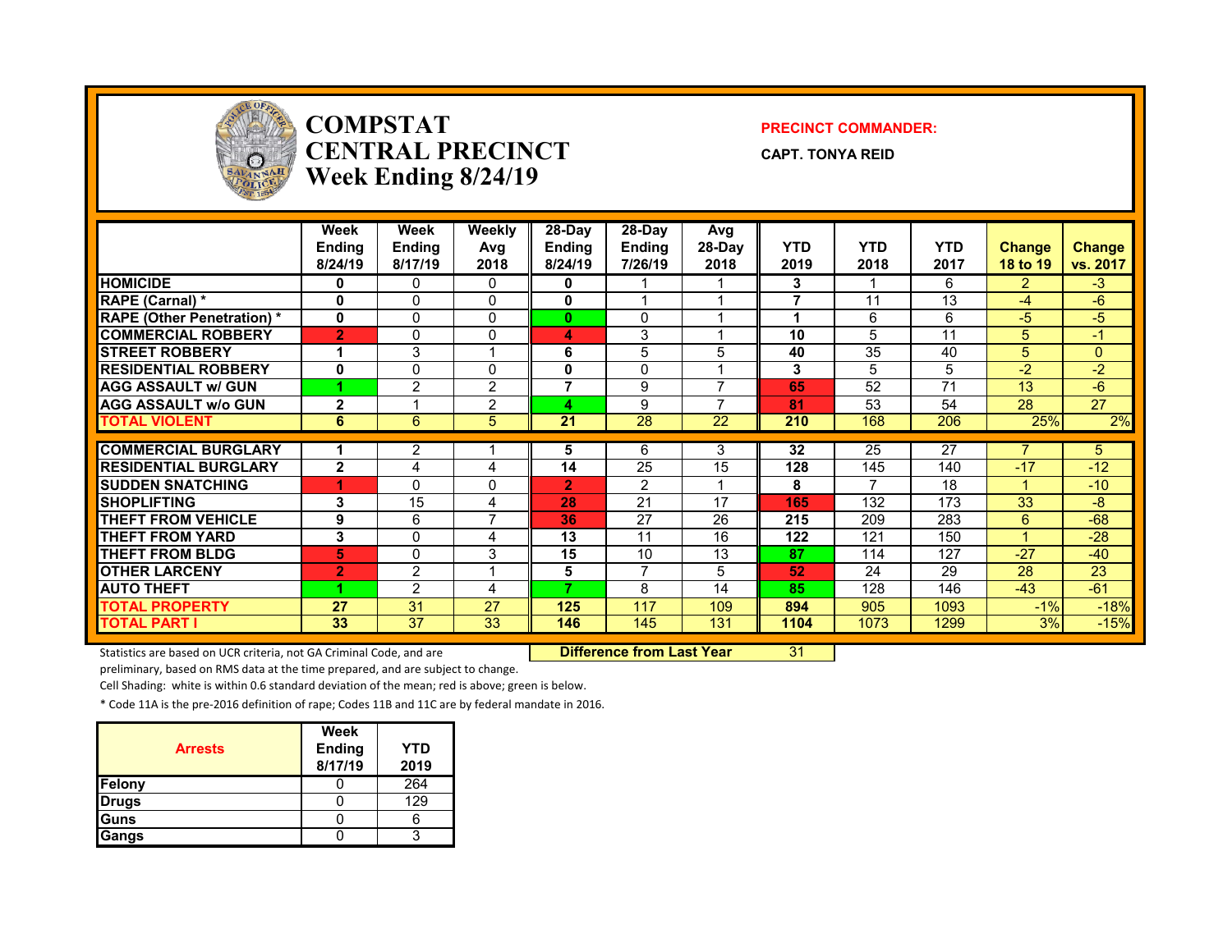# COMPSTAT CENTRAL PRECINCT Week Ending 8/24/19

**PRECINCT COMMANDER:**

**CAPT. TONYA REID**

| | Week Ending 8/24/19 | Week Ending 8/17/19 | Weekly Avg 2018 | 28-Day Ending 8/24/19 | 28-Day Ending 7/26/19 | Avg 28-Day 2018 | YTD 2019 | YTD 2018 | YTD 2017 | Change 18 to 19 | Change vs. 2017 |
|---|---|---|---|---|---|---|---|---|---|---|---|
| HOMICIDE | 0 | 0 | 0 | 0 | 1 | 1 | 3 | 1 | 6 | 2 | -3 |
| RAPE (Carnal) * | 0 | 0 | 0 | 0 | 1 | 1 | 7 | 11 | 13 | -4 | -6 |
| RAPE (Other Penetration) * | 0 | 0 | 0 | 0 | 0 | 1 | 1 | 6 | 6 | -5 | -5 |
| COMMERCIAL ROBBERY | 2 | 0 | 0 | 4 | 3 | 1 | 10 | 5 | 11 | 5 | -1 |
| STREET ROBBERY | 1 | 3 | 1 | 6 | 5 | 5 | 40 | 35 | 40 | 5 | 0 |
| RESIDENTIAL ROBBERY | 0 | 0 | 0 | 0 | 0 | 1 | 3 | 5 | 5 | -2 | -2 |
| AGG ASSAULT w/ GUN | 1 | 2 | 2 | 7 | 9 | 7 | 65 | 52 | 71 | 13 | -6 |
| AGG ASSAULT w/o GUN | 2 | 1 | 2 | 4 | 9 | 7 | 81 | 53 | 54 | 28 | 27 |
| TOTAL VIOLENT | 6 | 6 | 5 | 21 | 28 | 22 | 210 | 168 | 206 | 25% | 2% |
| COMMERCIAL BURGLARY | 1 | 2 | 1 | 5 | 6 | 3 | 32 | 25 | 27 | 7 | 5 |
| RESIDENTIAL BURGLARY | 2 | 4 | 4 | 14 | 25 | 15 | 128 | 145 | 140 | -17 | -12 |
| SUDDEN SNATCHING | 1 | 0 | 0 | 2 | 2 | 1 | 8 | 7 | 18 | 1 | -10 |
| SHOPLIFTING | 3 | 15 | 4 | 28 | 21 | 17 | 165 | 132 | 173 | 33 | -8 |
| THEFT FROM VEHICLE | 9 | 6 | 7 | 36 | 27 | 26 | 215 | 209 | 283 | 6 | -68 |
| THEFT FROM YARD | 3 | 0 | 4 | 13 | 11 | 16 | 122 | 121 | 150 | 1 | -28 |
| THEFT FROM BLDG | 5 | 0 | 3 | 15 | 10 | 13 | 87 | 114 | 127 | -27 | -40 |
| OTHER LARCENY | 2 | 2 | 1 | 5 | 7 | 5 | 52 | 24 | 29 | 28 | 23 |
| AUTO THEFT | 1 | 2 | 4 | 7 | 8 | 14 | 85 | 128 | 146 | -43 | -61 |
| TOTAL PROPERTY | 27 | 31 | 27 | 125 | 117 | 109 | 894 | 905 | 1093 | -1% | -18% |
| TOTAL PART I | 33 | 37 | 33 | 146 | 145 | 131 | 1104 | 1073 | 1299 | 3% | -15% |

**Difference from Last Year** 31

Statistics are based on UCR criteria, not GA Criminal Code, and are preliminary, based on RMS data at the time prepared, and are subject to change.

Cell Shading: white is within 0.6 standard deviation of the mean; red is above; green is below.

* Code 11A is the pre-2016 definition of rape; Codes 11B and 11C are by federal mandate in 2016.

| Arrests | Week Ending 8/17/19 | YTD 2019 |
|---|---|---|
| Felony | 0 | 264 |
| Drugs | 0 | 129 |
| Guns | 0 | 6 |
| Gangs | 0 | 3 |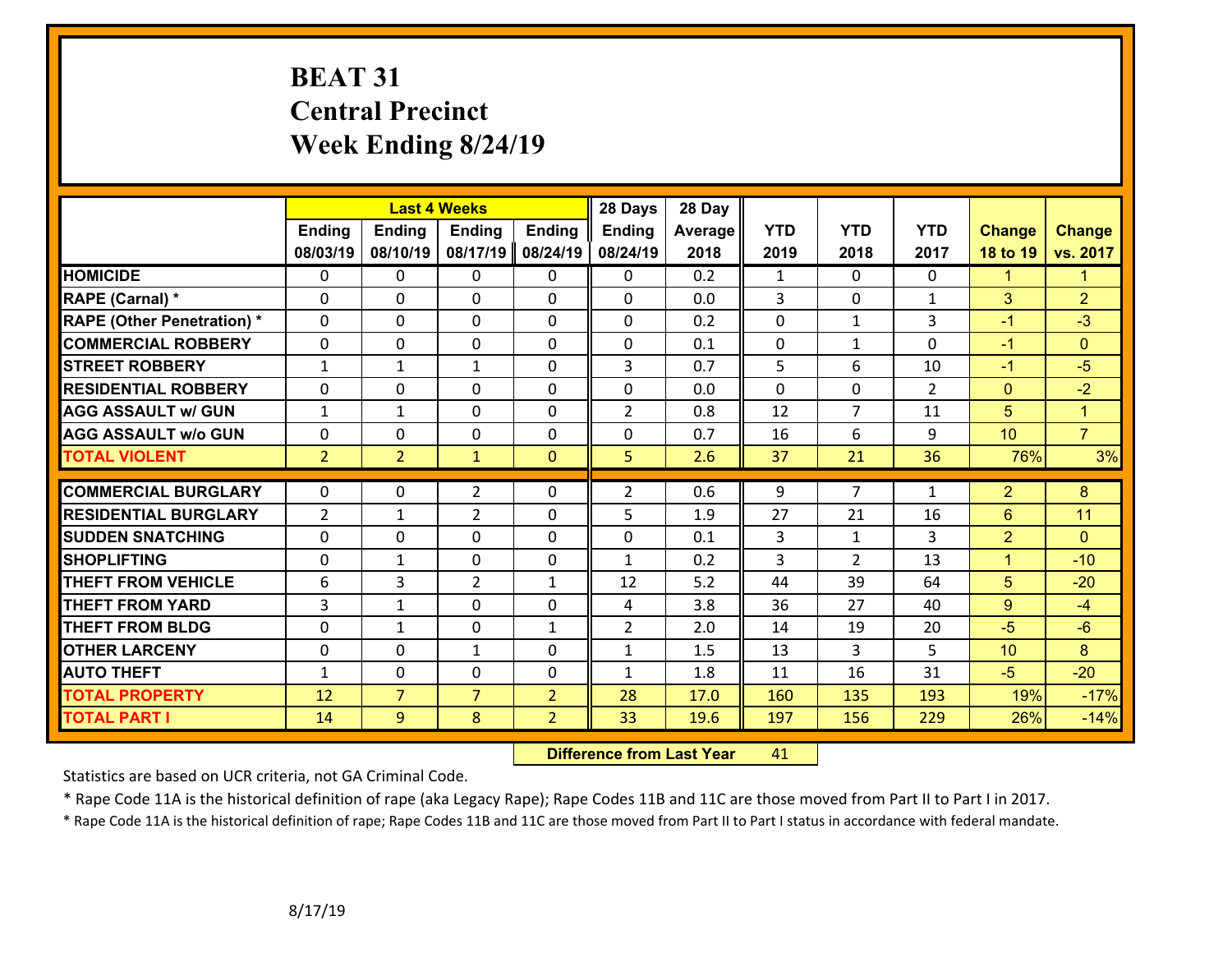# BEAT 31
## Central Precinct
## Week Ending 8/24/19

| | Last 4 Weeks | | | | 28 Days | 28 Day | | | | | |
|---|---|---|---|---|---|---|---|---|---|---|---|
| | Ending 08/03/19 | Ending 08/10/19 | Ending 08/17/19 | Ending 08/24/19 | Ending 08/24/19 | Average 2018 | YTD 2019 | YTD 2018 | YTD 2017 | Change 18 to 19 | Change vs. 2017 |
| HOMICIDE | 0 | 0 | 0 | 0 | 0 | 0.2 | 1 | 0 | 0 | 1 | 1 |
| RAPE (Carnal) * | 0 | 0 | 0 | 0 | 0 | 0.0 | 3 | 0 | 1 | 3 | 2 |
| RAPE (Other Penetration) * | 0 | 0 | 0 | 0 | 0 | 0.2 | 0 | 1 | 3 | -1 | -3 |
| COMMERCIAL ROBBERY | 0 | 0 | 0 | 0 | 0 | 0.1 | 0 | 1 | 0 | -1 | 0 |
| STREET ROBBERY | 1 | 1 | 1 | 0 | 3 | 0.7 | 5 | 6 | 10 | -1 | -5 |
| RESIDENTIAL ROBBERY | 0 | 0 | 0 | 0 | 0 | 0.0 | 0 | 0 | 2 | 0 | -2 |
| AGG ASSAULT w/ GUN | 1 | 1 | 0 | 0 | 2 | 0.8 | 12 | 7 | 11 | 5 | 1 |
| AGG ASSAULT w/o GUN | 0 | 0 | 0 | 0 | 0 | 0.7 | 16 | 6 | 9 | 10 | 7 |
| TOTAL VIOLENT | 2 | 2 | 1 | 0 | 5 | 2.6 | 37 | 21 | 36 | 76% | 3% |
| COMMERCIAL BURGLARY | 0 | 0 | 2 | 0 | 2 | 0.6 | 9 | 7 | 1 | 2 | 8 |
| RESIDENTIAL BURGLARY | 2 | 1 | 2 | 0 | 5 | 1.9 | 27 | 21 | 16 | 6 | 11 |
| SUDDEN SNATCHING | 0 | 0 | 0 | 0 | 0 | 0.1 | 3 | 1 | 3 | 2 | 0 |
| SHOPLIFTING | 0 | 1 | 0 | 0 | 1 | 0.2 | 3 | 2 | 13 | 1 | -10 |
| THEFT FROM VEHICLE | 6 | 3 | 2 | 1 | 12 | 5.2 | 44 | 39 | 64 | 5 | -20 |
| THEFT FROM YARD | 3 | 1 | 0 | 0 | 4 | 3.8 | 36 | 27 | 40 | 9 | -4 |
| THEFT FROM BLDG | 0 | 1 | 0 | 1 | 2 | 2.0 | 14 | 19 | 20 | -5 | -6 |
| OTHER LARCENY | 0 | 0 | 1 | 0 | 1 | 1.5 | 13 | 3 | 5 | 10 | 8 |
| AUTO THEFT | 1 | 0 | 0 | 0 | 1 | 1.8 | 11 | 16 | 31 | -5 | -20 |
| TOTAL PROPERTY | 12 | 7 | 7 | 2 | 28 | 17.0 | 160 | 135 | 193 | 19% | -17% |
| TOTAL PART I | 14 | 9 | 8 | 2 | 33 | 19.6 | 197 | 156 | 229 | 26% | -14% |

**Difference from Last Year** 41

Statistics are based on UCR criteria, not GA Criminal Code.

* Rape Code 11A is the historical definition of rape (aka Legacy Rape); Rape Codes 11B and 11C are those moved from Part II to Part I in 2017.

* Rape Code 11A is the historical definition of rape; Rape Codes 11B and 11C are those moved from Part II to Part I status in accordance with federal mandate.

8/17/19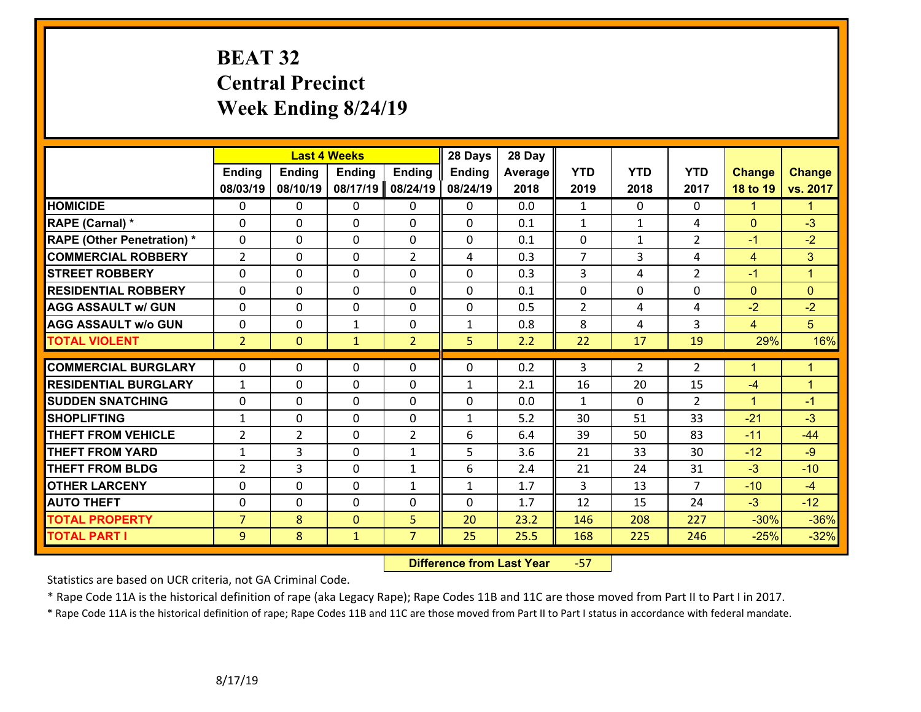# BEAT 32
# Central Precinct
# Week Ending 8/24/19

| | Last 4 Weeks | | | | 28 Days | 28 Day | | | | | |
|---|---|---|---|---|---|---|---|---|---|---|---|
| | Ending 08/03/19 | Ending 08/10/19 | Ending 08/17/19 | Ending 08/24/19 | Ending 08/24/19 | Average 2018 | YTD 2019 | YTD 2018 | YTD 2017 | Change 18 to 19 | Change vs. 2017 |
| **HOMICIDE** | 0 | 0 | 0 | 0 | 0 | 0.0 | 1 | 0 | 0 | 1 | 1 |
| **RAPE (Carnal) *** | 0 | 0 | 0 | 0 | 0 | 0.1 | 1 | 1 | 4 | 0 | -3 |
| **RAPE (Other Penetration) *** | 0 | 0 | 0 | 0 | 0 | 0.1 | 0 | 1 | 2 | -1 | -2 |
| **COMMERCIAL ROBBERY** | 2 | 0 | 0 | 2 | 4 | 0.3 | 7 | 3 | 4 | 4 | 3 |
| **STREET ROBBERY** | 0 | 0 | 0 | 0 | 0 | 0.3 | 3 | 4 | 2 | -1 | 1 |
| **RESIDENTIAL ROBBERY** | 0 | 0 | 0 | 0 | 0 | 0.1 | 0 | 0 | 0 | 0 | 0 |
| **AGG ASSAULT w/ GUN** | 0 | 0 | 0 | 0 | 0 | 0.5 | 2 | 4 | 4 | -2 | -2 |
| **AGG ASSAULT w/o GUN** | 0 | 0 | 1 | 0 | 1 | 0.8 | 8 | 4 | 3 | 4 | 5 |
| **TOTAL VIOLENT** | 2 | 0 | 1 | 2 | 5 | 2.2 | 22 | 17 | 19 | 29% | 16% |
| **COMMERCIAL BURGLARY** | 0 | 0 | 0 | 0 | 0 | 0.2 | 3 | 2 | 2 | 1 | 1 |
| **RESIDENTIAL BURGLARY** | 1 | 0 | 0 | 0 | 1 | 2.1 | 16 | 20 | 15 | -4 | 1 |
| **SUDDEN SNATCHING** | 0 | 0 | 0 | 0 | 0 | 0.0 | 1 | 0 | 2 | 1 | -1 |
| **SHOPLIFTING** | 1 | 0 | 0 | 0 | 1 | 5.2 | 30 | 51 | 33 | -21 | -3 |
| **THEFT FROM VEHICLE** | 2 | 2 | 0 | 2 | 6 | 6.4 | 39 | 50 | 83 | -11 | -44 |
| **THEFT FROM YARD** | 1 | 3 | 0 | 1 | 5 | 3.6 | 21 | 33 | 30 | -12 | -9 |
| **THEFT FROM BLDG** | 2 | 3 | 0 | 1 | 6 | 2.4 | 21 | 24 | 31 | -3 | -10 |
| **OTHER LARCENY** | 0 | 0 | 0 | 1 | 1 | 1.7 | 3 | 13 | 7 | -10 | -4 |
| **AUTO THEFT** | 0 | 0 | 0 | 0 | 0 | 1.7 | 12 | 15 | 24 | -3 | -12 |
| **TOTAL PROPERTY** | 7 | 8 | 0 | 5 | 20 | 23.2 | 146 | 208 | 227 | -30% | -36% |
| **TOTAL PART I** | 9 | 8 | 1 | 7 | 25 | 25.5 | 168 | 225 | 246 | -25% | -32% |

**Difference from Last Year** -57

Statistics are based on UCR criteria, not GA Criminal Code.

* Rape Code 11A is the historical definition of rape (aka Legacy Rape); Rape Codes 11B and 11C are those moved from Part II to Part I in 2017.

* Rape Code 11A is the historical definition of rape; Rape Codes 11B and 11C are those moved from Part II to Part I status in accordance with federal mandate.

8/17/19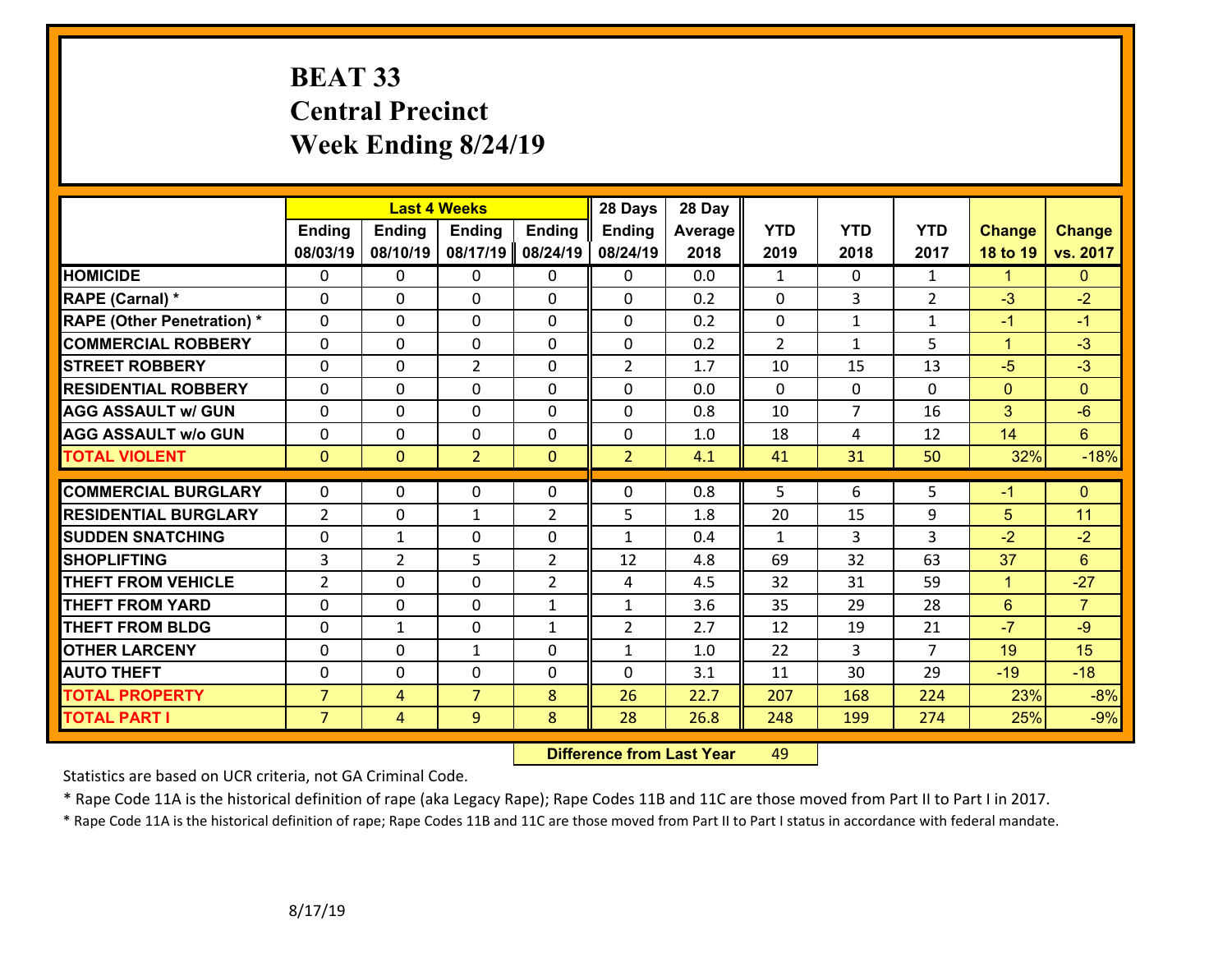# BEAT 33
## Central Precinct
## Week Ending 8/24/19

| | Last 4 Weeks | | | | 28 Days | 28 Day | | | | | |
|---|---|---|---|---|---|---|---|---|---|---|---|
| | Ending 08/03/19 | Ending 08/10/19 | Ending 08/17/19 | Ending 08/24/19 | Ending 08/24/19 | Average 2018 | YTD 2019 | YTD 2018 | YTD 2017 | Change 18 to 19 | Change vs. 2017 |
| HOMICIDE | 0 | 0 | 0 | 0 | 0 | 0.0 | 1 | 0 | 1 | 1 | 0 |
| RAPE (Carnal) * | 0 | 0 | 0 | 0 | 0 | 0.2 | 0 | 3 | 2 | -3 | -2 |
| RAPE (Other Penetration) * | 0 | 0 | 0 | 0 | 0 | 0.2 | 0 | 1 | 1 | -1 | -1 |
| COMMERCIAL ROBBERY | 0 | 0 | 0 | 0 | 0 | 0.2 | 2 | 1 | 5 | 1 | -3 |
| STREET ROBBERY | 0 | 0 | 2 | 0 | 2 | 1.7 | 10 | 15 | 13 | -5 | -3 |
| RESIDENTIAL ROBBERY | 0 | 0 | 0 | 0 | 0 | 0.0 | 0 | 0 | 0 | 0 | 0 |
| AGG ASSAULT w/ GUN | 0 | 0 | 0 | 0 | 0 | 0.8 | 10 | 7 | 16 | 3 | -6 |
| AGG ASSAULT w/o GUN | 0 | 0 | 0 | 0 | 0 | 1.0 | 18 | 4 | 12 | 14 | 6 |
| TOTAL VIOLENT | 0 | 0 | 2 | 0 | 2 | 4.1 | 41 | 31 | 50 | 32% | -18% |
| COMMERCIAL BURGLARY | 0 | 0 | 0 | 0 | 0 | 0.8 | 5 | 6 | 5 | -1 | 0 |
| RESIDENTIAL BURGLARY | 2 | 0 | 1 | 2 | 5 | 1.8 | 20 | 15 | 9 | 5 | 11 |
| SUDDEN SNATCHING | 0 | 1 | 0 | 0 | 1 | 0.4 | 1 | 3 | 3 | -2 | -2 |
| SHOPLIFTING | 3 | 2 | 5 | 2 | 12 | 4.8 | 69 | 32 | 63 | 37 | 6 |
| THEFT FROM VEHICLE | 2 | 0 | 0 | 2 | 4 | 4.5 | 32 | 31 | 59 | 1 | -27 |
| THEFT FROM YARD | 0 | 0 | 0 | 1 | 1 | 3.6 | 35 | 29 | 28 | 6 | 7 |
| THEFT FROM BLDG | 0 | 1 | 0 | 1 | 2 | 2.7 | 12 | 19 | 21 | -7 | -9 |
| OTHER LARCENY | 0 | 0 | 1 | 0 | 1 | 1.0 | 22 | 3 | 7 | 19 | 15 |
| AUTO THEFT | 0 | 0 | 0 | 0 | 0 | 3.1 | 11 | 30 | 29 | -19 | -18 |
| TOTAL PROPERTY | 7 | 4 | 7 | 8 | 26 | 22.7 | 207 | 168 | 224 | 23% | -8% |
| TOTAL PART I | 7 | 4 | 9 | 8 | 28 | 26.8 | 248 | 199 | 274 | 25% | -9% |

**Difference from Last Year** 49

Statistics are based on UCR criteria, not GA Criminal Code.

* Rape Code 11A is the historical definition of rape (aka Legacy Rape); Rape Codes 11B and 11C are those moved from Part II to Part I in 2017.

* Rape Code 11A is the historical definition of rape; Rape Codes 11B and 11C are those moved from Part II to Part I status in accordance with federal mandate.

8/17/19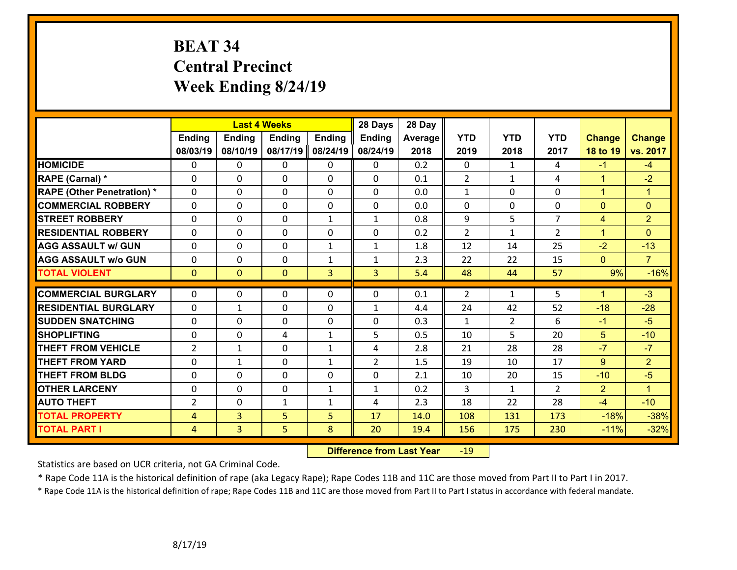# BEAT 34
## Central Precinct
## Week Ending 8/24/19

| | Last 4 Weeks | | | | 28 Days | 28 Day | | | | | |
|---|---|---|---|---|---|---|---|---|---|---|---|
| | Ending 08/03/19 | Ending 08/10/19 | Ending 08/17/19 | Ending 08/24/19 | Ending 08/24/19 | Average 2018 | YTD 2019 | YTD 2018 | YTD 2017 | Change 18 to 19 | Change vs. 2017 |
| HOMICIDE | 0 | 0 | 0 | 0 | 0 | 0.2 | 0 | 1 | 4 | -1 | -4 |
| RAPE (Carnal) * | 0 | 0 | 0 | 0 | 0 | 0.1 | 2 | 1 | 4 | 1 | -2 |
| RAPE (Other Penetration) * | 0 | 0 | 0 | 0 | 0 | 0.0 | 1 | 0 | 0 | 1 | 1 |
| COMMERCIAL ROBBERY | 0 | 0 | 0 | 0 | 0 | 0.0 | 0 | 0 | 0 | 0 | 0 |
| STREET ROBBERY | 0 | 0 | 0 | 1 | 1 | 0.8 | 9 | 5 | 7 | 4 | 2 |
| RESIDENTIAL ROBBERY | 0 | 0 | 0 | 0 | 0 | 0.2 | 2 | 1 | 2 | 1 | 0 |
| AGG ASSAULT w/ GUN | 0 | 0 | 0 | 1 | 1 | 1.8 | 12 | 14 | 25 | -2 | -13 |
| AGG ASSAULT w/o GUN | 0 | 0 | 0 | 1 | 1 | 2.3 | 22 | 22 | 15 | 0 | 7 |
| TOTAL VIOLENT | 0 | 0 | 0 | 3 | 3 | 5.4 | 48 | 44 | 57 | 9% | -16% |
| COMMERCIAL BURGLARY | 0 | 0 | 0 | 0 | 0 | 0.1 | 2 | 1 | 5 | 1 | -3 |
| RESIDENTIAL BURGLARY | 0 | 1 | 0 | 0 | 1 | 4.4 | 24 | 42 | 52 | -18 | -28 |
| SUDDEN SNATCHING | 0 | 0 | 0 | 0 | 0 | 0.3 | 1 | 2 | 6 | -1 | -5 |
| SHOPLIFTING | 0 | 0 | 4 | 1 | 5 | 0.5 | 10 | 5 | 20 | 5 | -10 |
| THEFT FROM VEHICLE | 2 | 1 | 0 | 1 | 4 | 2.8 | 21 | 28 | 28 | -7 | -7 |
| THEFT FROM YARD | 0 | 1 | 0 | 1 | 2 | 1.5 | 19 | 10 | 17 | 9 | 2 |
| THEFT FROM BLDG | 0 | 0 | 0 | 0 | 0 | 2.1 | 10 | 20 | 15 | -10 | -5 |
| OTHER LARCENY | 0 | 0 | 0 | 1 | 1 | 0.2 | 3 | 1 | 2 | 2 | 1 |
| AUTO THEFT | 2 | 0 | 1 | 1 | 4 | 2.3 | 18 | 22 | 28 | -4 | -10 |
| TOTAL PROPERTY | 4 | 3 | 5 | 5 | 17 | 14.0 | 108 | 131 | 173 | -18% | -38% |
| TOTAL PART I | 4 | 3 | 5 | 8 | 20 | 19.4 | 156 | 175 | 230 | -11% | -32% |

**Difference from Last Year** -19

Statistics are based on UCR criteria, not GA Criminal Code.

* Rape Code 11A is the historical definition of rape (aka Legacy Rape); Rape Codes 11B and 11C are those moved from Part II to Part I in 2017.

* Rape Code 11A is the historical definition of rape; Rape Codes 11B and 11C are those moved from Part II to Part I status in accordance with federal mandate.

8/17/19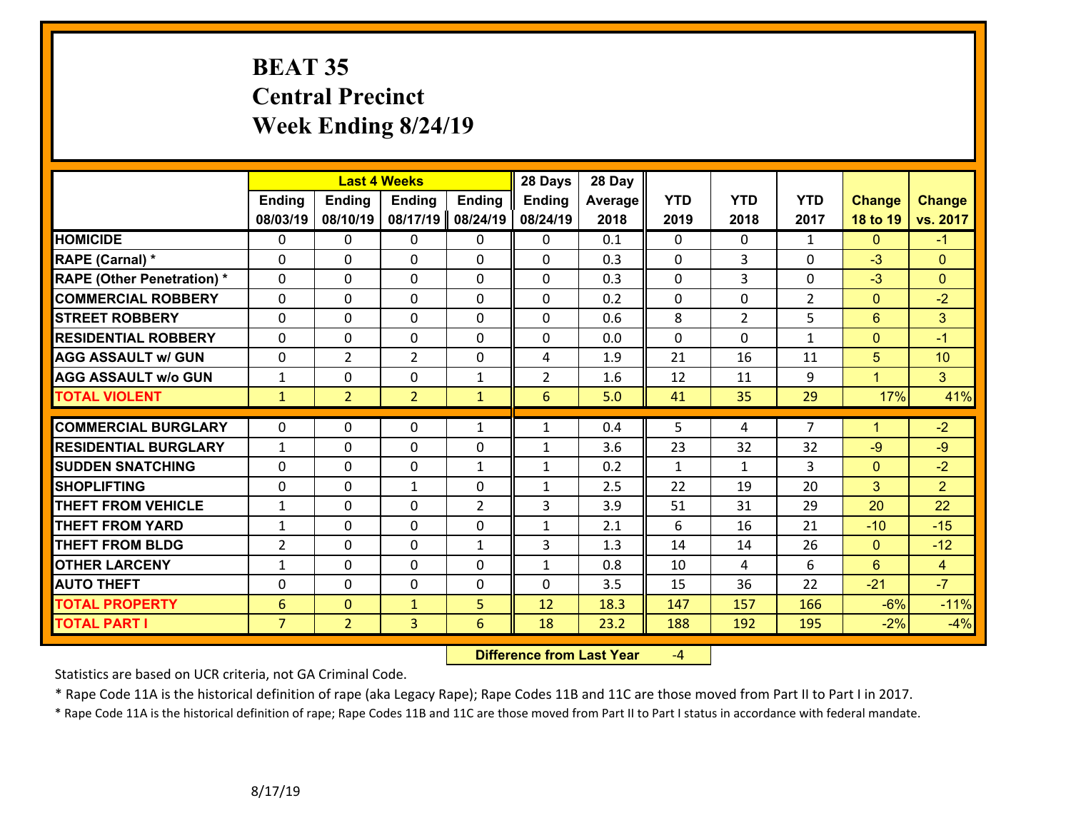# BEAT 35
## Central Precinct
## Week Ending 8/24/19

| | Last 4 Weeks | | | | 28 Days | 28 Day | | | | | |
|---|---|---|---|---|---|---|---|---|---|---|---|
| | Ending 08/03/19 | Ending 08/10/19 | Ending 08/17/19 | Ending 08/24/19 | Ending 08/24/19 | Average 2018 | YTD 2019 | YTD 2018 | YTD 2017 | Change 18 to 19 | Change vs. 2017 |
| HOMICIDE | 0 | 0 | 0 | 0 | 0 | 0.1 | 0 | 0 | 1 | 0 | -1 |
| RAPE (Carnal) * | 0 | 0 | 0 | 0 | 0 | 0.3 | 0 | 3 | 0 | -3 | 0 |
| RAPE (Other Penetration) * | 0 | 0 | 0 | 0 | 0 | 0.3 | 0 | 3 | 0 | -3 | 0 |
| COMMERCIAL ROBBERY | 0 | 0 | 0 | 0 | 0 | 0.2 | 0 | 0 | 2 | 0 | -2 |
| STREET ROBBERY | 0 | 0 | 0 | 0 | 0 | 0.6 | 8 | 2 | 5 | 6 | 3 |
| RESIDENTIAL ROBBERY | 0 | 0 | 0 | 0 | 0 | 0.0 | 0 | 0 | 1 | 0 | -1 |
| AGG ASSAULT w/ GUN | 0 | 2 | 2 | 0 | 4 | 1.9 | 21 | 16 | 11 | 5 | 10 |
| AGG ASSAULT w/o GUN | 1 | 0 | 0 | 1 | 2 | 1.6 | 12 | 11 | 9 | 1 | 3 |
| TOTAL VIOLENT | 1 | 2 | 2 | 1 | 6 | 5.0 | 41 | 35 | 29 | 17% | 41% |
| COMMERCIAL BURGLARY | 0 | 0 | 0 | 1 | 1 | 0.4 | 5 | 4 | 7 | 1 | -2 |
| RESIDENTIAL BURGLARY | 1 | 0 | 0 | 0 | 1 | 3.6 | 23 | 32 | 32 | -9 | -9 |
| SUDDEN SNATCHING | 0 | 0 | 0 | 1 | 1 | 0.2 | 1 | 1 | 3 | 0 | -2 |
| SHOPLIFTING | 0 | 0 | 1 | 0 | 1 | 2.5 | 22 | 19 | 20 | 3 | 2 |
| THEFT FROM VEHICLE | 1 | 0 | 0 | 2 | 3 | 3.9 | 51 | 31 | 29 | 20 | 22 |
| THEFT FROM YARD | 1 | 0 | 0 | 0 | 1 | 2.1 | 6 | 16 | 21 | -10 | -15 |
| THEFT FROM BLDG | 2 | 0 | 0 | 1 | 3 | 1.3 | 14 | 14 | 26 | 0 | -12 |
| OTHER LARCENY | 1 | 0 | 0 | 0 | 1 | 0.8 | 10 | 4 | 6 | 6 | 4 |
| AUTO THEFT | 0 | 0 | 0 | 0 | 0 | 3.5 | 15 | 36 | 22 | -21 | -7 |
| TOTAL PROPERTY | 6 | 0 | 1 | 5 | 12 | 18.3 | 147 | 157 | 166 | -6% | -11% |
| TOTAL PART I | 7 | 2 | 3 | 6 | 18 | 23.2 | 188 | 192 | 195 | -2% | -4% |

**Difference from Last Year** -4

Statistics are based on UCR criteria, not GA Criminal Code.

* Rape Code 11A is the historical definition of rape (aka Legacy Rape); Rape Codes 11B and 11C are those moved from Part II to Part I in 2017.

* Rape Code 11A is the historical definition of rape; Rape Codes 11B and 11C are those moved from Part II to Part I status in accordance with federal mandate.

8/17/19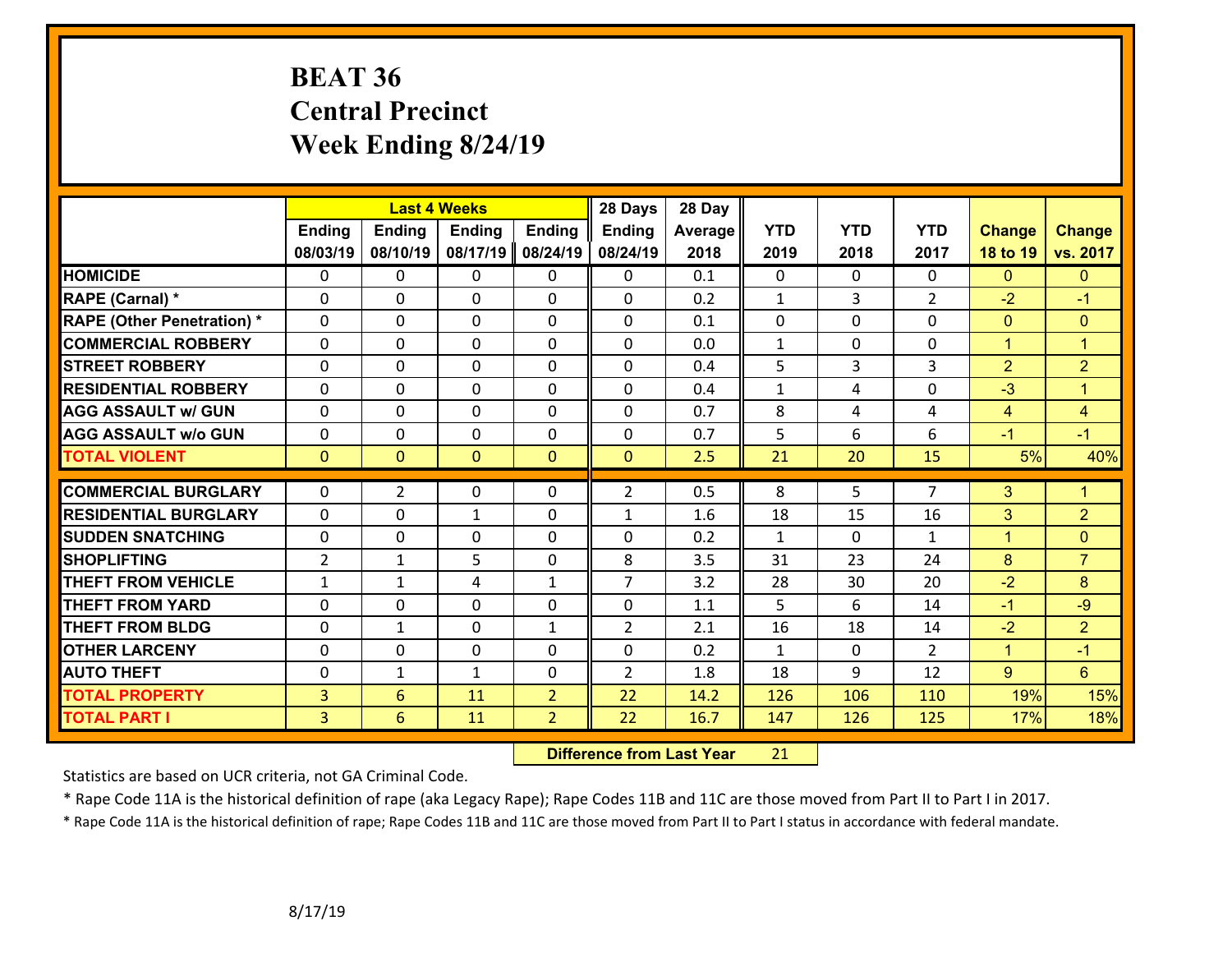# BEAT 36
# Central Precinct
# Week Ending 8/24/19

| | Last 4 Weeks | | | | 28 Days | 28 Day | | | | | |
|---|---|---|---|---|---|---|---|---|---|---|---|
| | Ending 08/03/19 | Ending 08/10/19 | Ending 08/17/19 | Ending 08/24/19 | Ending 08/24/19 | Average 2018 | YTD 2019 | YTD 2018 | YTD 2017 | Change 18 to 19 | Change vs. 2017 |
| HOMICIDE | 0 | 0 | 0 | 0 | 0 | 0.1 | 0 | 0 | 0 | 0 | 0 |
| RAPE (Carnal) * | 0 | 0 | 0 | 0 | 0 | 0.2 | 1 | 3 | 2 | -2 | -1 |
| RAPE (Other Penetration) * | 0 | 0 | 0 | 0 | 0 | 0.1 | 0 | 0 | 0 | 0 | 0 |
| COMMERCIAL ROBBERY | 0 | 0 | 0 | 0 | 0 | 0.0 | 1 | 0 | 0 | 1 | 1 |
| STREET ROBBERY | 0 | 0 | 0 | 0 | 0 | 0.4 | 5 | 3 | 3 | 2 | 2 |
| RESIDENTIAL ROBBERY | 0 | 0 | 0 | 0 | 0 | 0.4 | 1 | 4 | 0 | -3 | 1 |
| AGG ASSAULT w/ GUN | 0 | 0 | 0 | 0 | 0 | 0.7 | 8 | 4 | 4 | 4 | 4 |
| AGG ASSAULT w/o GUN | 0 | 0 | 0 | 0 | 0 | 0.7 | 5 | 6 | 6 | -1 | -1 |
| TOTAL VIOLENT | 0 | 0 | 0 | 0 | 0 | 2.5 | 21 | 20 | 15 | 5% | 40% |
| COMMERCIAL BURGLARY | 0 | 2 | 0 | 0 | 2 | 0.5 | 8 | 5 | 7 | 3 | 1 |
| RESIDENTIAL BURGLARY | 0 | 0 | 1 | 0 | 1 | 1.6 | 18 | 15 | 16 | 3 | 2 |
| SUDDEN SNATCHING | 0 | 0 | 0 | 0 | 0 | 0.2 | 1 | 0 | 1 | 1 | 0 |
| SHOPLIFTING | 2 | 1 | 5 | 0 | 8 | 3.5 | 31 | 23 | 24 | 8 | 7 |
| THEFT FROM VEHICLE | 1 | 1 | 4 | 1 | 7 | 3.2 | 28 | 30 | 20 | -2 | 8 |
| THEFT FROM YARD | 0 | 0 | 0 | 0 | 0 | 1.1 | 5 | 6 | 14 | -1 | -9 |
| THEFT FROM BLDG | 0 | 1 | 0 | 1 | 2 | 2.1 | 16 | 18 | 14 | -2 | 2 |
| OTHER LARCENY | 0 | 0 | 0 | 0 | 0 | 0.2 | 1 | 0 | 2 | 1 | -1 |
| AUTO THEFT | 0 | 1 | 1 | 0 | 2 | 1.8 | 18 | 9 | 12 | 9 | 6 |
| TOTAL PROPERTY | 3 | 6 | 11 | 2 | 22 | 14.2 | 126 | 106 | 110 | 19% | 15% |
| TOTAL PART I | 3 | 6 | 11 | 2 | 22 | 16.7 | 147 | 126 | 125 | 17% | 18% |

**Difference from Last Year** 21

Statistics are based on UCR criteria, not GA Criminal Code.

* Rape Code 11A is the historical definition of rape (aka Legacy Rape); Rape Codes 11B and 11C are those moved from Part II to Part I in 2017.

* Rape Code 11A is the historical definition of rape; Rape Codes 11B and 11C are those moved from Part II to Part I status in accordance with federal mandate.

8/17/19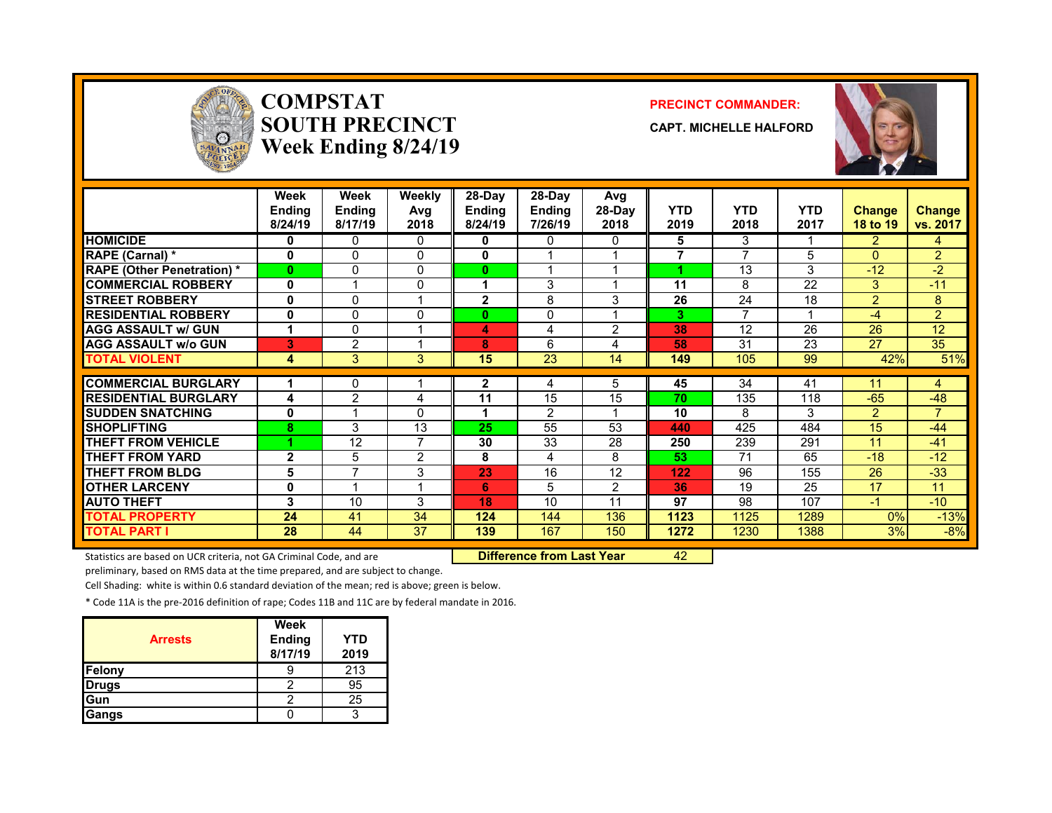# COMPSTAT SOUTH PRECINCT Week Ending 8/24/19

**PRECINCT COMMANDER:**

**CAPT. MICHELLE HALFORD**

| | Week Ending 8/24/19 | Week Ending 8/17/19 | Weekly Avg 2018 | 28-Day Ending 8/24/19 | 28-Day Ending 7/26/19 | Avg 28-Day 2018 | YTD 2019 | YTD 2018 | YTD 2017 | Change 18 to 19 | Change vs. 2017 |
|---|---|---|---|---|---|---|---|---|---|---|---|
| HOMICIDE | 0 | 0 | 0 | 0 | 0 | 0 | 5 | 3 | 1 | 2 | 4 |
| RAPE (Carnal) * | 0 | 0 | 0 | 0 | 1 | 1 | 7 | 7 | 5 | 0 | 2 |
| RAPE (Other Penetration) * | 0 | 0 | 0 | 0 | 1 | 1 | 1 | 13 | 3 | -12 | -2 |
| COMMERCIAL ROBBERY | 0 | 1 | 0 | 1 | 3 | 1 | 11 | 8 | 22 | 3 | -11 |
| STREET ROBBERY | 0 | 0 | 1 | 2 | 8 | 3 | 26 | 24 | 18 | 2 | 8 |
| RESIDENTIAL ROBBERY | 0 | 0 | 0 | 0 | 0 | 1 | 3 | 7 | 1 | -4 | 2 |
| AGG ASSAULT w/ GUN | 1 | 0 | 1 | 4 | 4 | 2 | 38 | 12 | 26 | 26 | 12 |
| AGG ASSAULT w/o GUN | 3 | 2 | 1 | 8 | 6 | 4 | 58 | 31 | 23 | 27 | 35 |
| TOTAL VIOLENT | 4 | 3 | 3 | 15 | 23 | 14 | 149 | 105 | 99 | 42% | 51% |
| COMMERCIAL BURGLARY | 1 | 0 | 1 | 2 | 4 | 5 | 45 | 34 | 41 | 11 | 4 |
| RESIDENTIAL BURGLARY | 4 | 2 | 4 | 11 | 15 | 15 | 70 | 135 | 118 | -65 | -48 |
| SUDDEN SNATCHING | 0 | 1 | 0 | 1 | 2 | 1 | 10 | 8 | 3 | 2 | 7 |
| SHOPLIFTING | 8 | 3 | 13 | 25 | 55 | 53 | 440 | 425 | 484 | 15 | -44 |
| THEFT FROM VEHICLE | 1 | 12 | 7 | 30 | 33 | 28 | 250 | 239 | 291 | 11 | -41 |
| THEFT FROM YARD | 2 | 5 | 2 | 8 | 4 | 8 | 53 | 71 | 65 | -18 | -12 |
| THEFT FROM BLDG | 5 | 7 | 3 | 23 | 16 | 12 | 122 | 96 | 155 | 26 | -33 |
| OTHER LARCENY | 0 | 1 | 1 | 6 | 5 | 2 | 36 | 19 | 25 | 17 | 11 |
| AUTO THEFT | 3 | 10 | 3 | 18 | 10 | 11 | 97 | 98 | 107 | -1 | -10 |
| TOTAL PROPERTY | 24 | 41 | 34 | 124 | 144 | 136 | 1123 | 1125 | 1289 | 0% | -13% |
| TOTAL PART I | 28 | 44 | 37 | 139 | 167 | 150 | 1272 | 1230 | 1388 | 3% | -8% |

**Difference from Last Year** 42

Statistics are based on UCR criteria, not GA Criminal Code, and are preliminary, based on RMS data at the time prepared, and are subject to change.

Cell Shading: white is within 0.6 standard deviation of the mean; red is above; green is below.

* Code 11A is the pre-2016 definition of rape; Codes 11B and 11C are by federal mandate in 2016.

| Arrests | Week Ending 8/17/19 | YTD 2019 |
|---|---|---|
| Felony | 9 | 213 |
| Drugs | 2 | 95 |
| Gun | 2 | 25 |
| Gangs | 0 | 3 |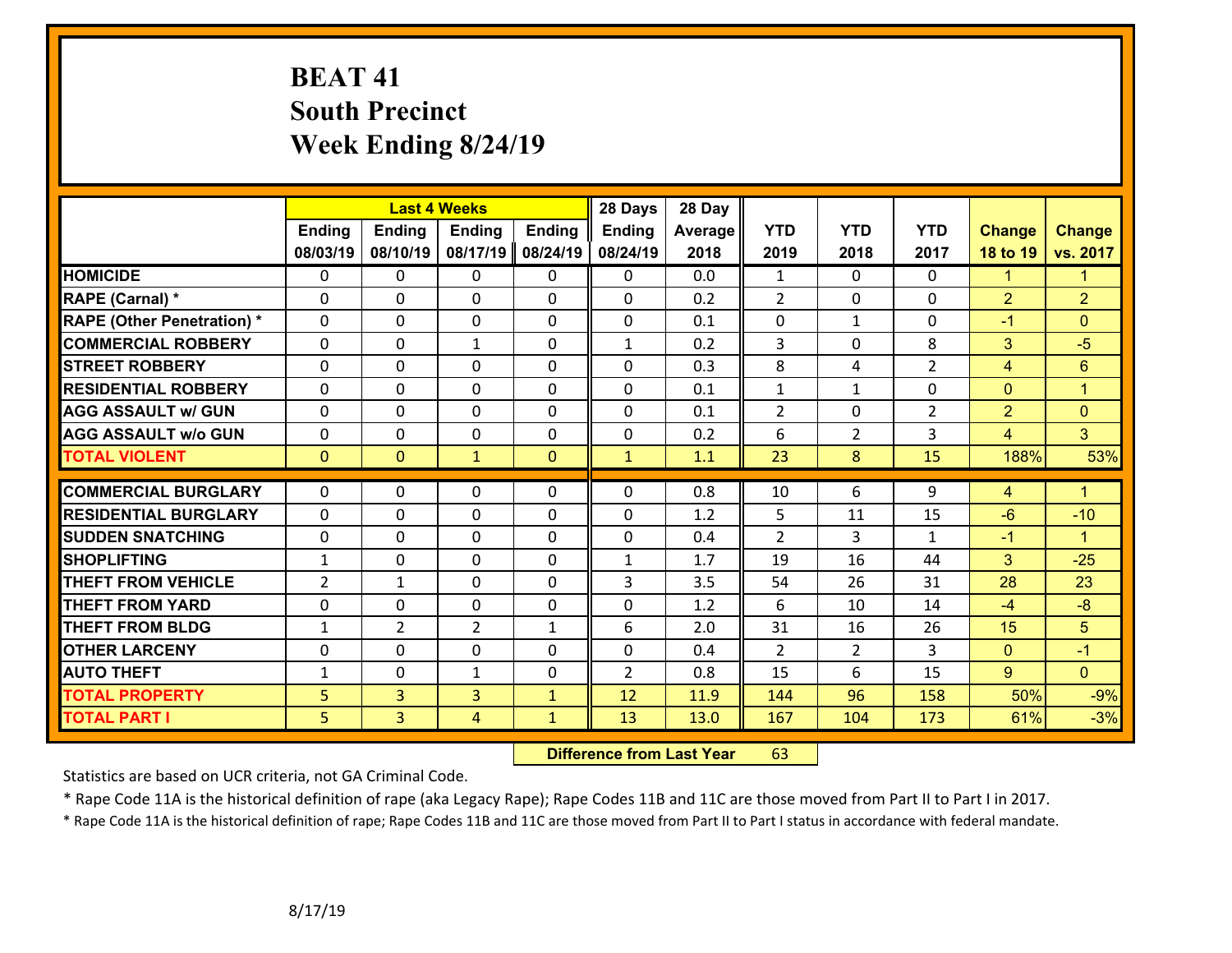# BEAT 41
## South Precinct
## Week Ending 8/24/19

| | Last 4 Weeks | | | | 28 Days | 28 Day | | | | | |
|---|---|---|---|---|---|---|---|---|---|---|---|
| | Ending 08/03/19 | Ending 08/10/19 | Ending 08/17/19 | Ending 08/24/19 | Ending 08/24/19 | Average 2018 | YTD 2019 | YTD 2018 | YTD 2017 | Change 18 to 19 | Change vs. 2017 |
| **HOMICIDE** | 0 | 0 | 0 | 0 | 0 | 0.0 | 1 | 0 | 0 | 1 | 1 |
| **RAPE (Carnal) *** | 0 | 0 | 0 | 0 | 0 | 0.2 | 2 | 0 | 0 | 2 | 2 |
| **RAPE (Other Penetration) *** | 0 | 0 | 0 | 0 | 0 | 0.1 | 0 | 1 | 0 | -1 | 0 |
| **COMMERCIAL ROBBERY** | 0 | 0 | 1 | 0 | 1 | 0.2 | 3 | 0 | 8 | 3 | -5 |
| **STREET ROBBERY** | 0 | 0 | 0 | 0 | 0 | 0.3 | 8 | 4 | 2 | 4 | 6 |
| **RESIDENTIAL ROBBERY** | 0 | 0 | 0 | 0 | 0 | 0.1 | 1 | 1 | 0 | 0 | 1 |
| **AGG ASSAULT w/ GUN** | 0 | 0 | 0 | 0 | 0 | 0.1 | 2 | 0 | 2 | 2 | 0 |
| **AGG ASSAULT w/o GUN** | 0 | 0 | 0 | 0 | 0 | 0.2 | 6 | 2 | 3 | 4 | 3 |
| **TOTAL VIOLENT** | 0 | 0 | 1 | 0 | 1 | 1.1 | 23 | 8 | 15 | 188% | 53% |
| **COMMERCIAL BURGLARY** | 0 | 0 | 0 | 0 | 0 | 0.8 | 10 | 6 | 9 | 4 | 1 |
| **RESIDENTIAL BURGLARY** | 0 | 0 | 0 | 0 | 0 | 1.2 | 5 | 11 | 15 | -6 | -10 |
| **SUDDEN SNATCHING** | 0 | 0 | 0 | 0 | 0 | 0.4 | 2 | 3 | 1 | -1 | 1 |
| **SHOPLIFTING** | 1 | 0 | 0 | 0 | 1 | 1.7 | 19 | 16 | 44 | 3 | -25 |
| **THEFT FROM VEHICLE** | 2 | 1 | 0 | 0 | 3 | 3.5 | 54 | 26 | 31 | 28 | 23 |
| **THEFT FROM YARD** | 0 | 0 | 0 | 0 | 0 | 1.2 | 6 | 10 | 14 | -4 | -8 |
| **THEFT FROM BLDG** | 1 | 2 | 2 | 1 | 6 | 2.0 | 31 | 16 | 26 | 15 | 5 |
| **OTHER LARCENY** | 0 | 0 | 0 | 0 | 0 | 0.4 | 2 | 2 | 3 | 0 | -1 |
| **AUTO THEFT** | 1 | 0 | 1 | 0 | 2 | 0.8 | 15 | 6 | 15 | 9 | 0 |
| **TOTAL PROPERTY** | 5 | 3 | 3 | 1 | 12 | 11.9 | 144 | 96 | 158 | 50% | -9% |
| **TOTAL PART I** | 5 | 3 | 4 | 1 | 13 | 13.0 | 167 | 104 | 173 | 61% | -3% |

**Difference from Last Year** 63

Statistics are based on UCR criteria, not GA Criminal Code.

* Rape Code 11A is the historical definition of rape (aka Legacy Rape); Rape Codes 11B and 11C are those moved from Part II to Part I in 2017.

* Rape Code 11A is the historical definition of rape; Rape Codes 11B and 11C are those moved from Part II to Part I status in accordance with federal mandate.

8/17/19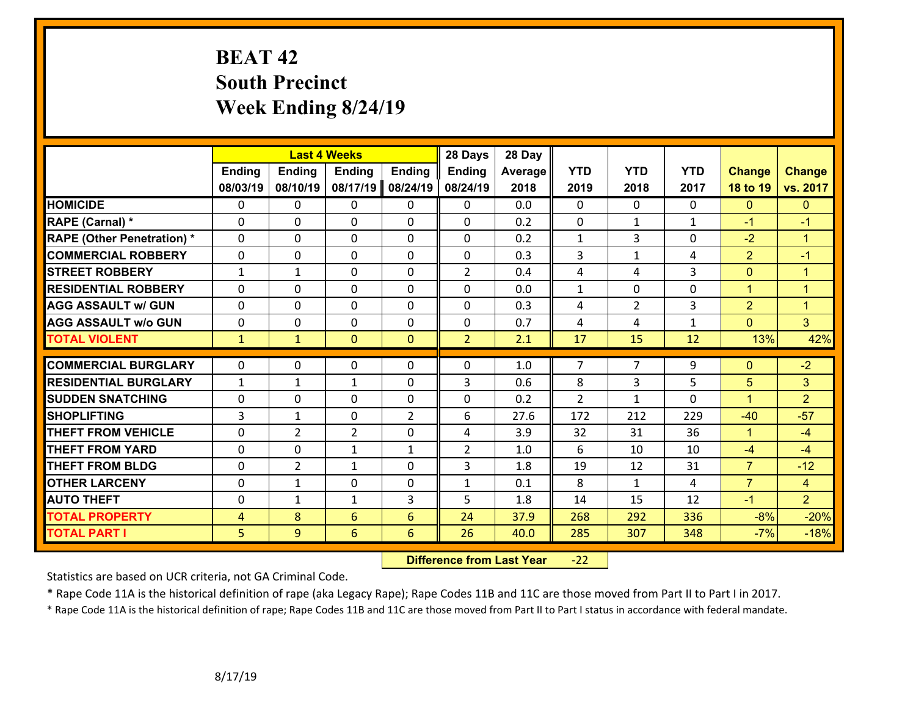# BEAT 42
## South Precinct
## Week Ending 8/24/19

| | Last 4 Weeks | | | | 28 Days | 28 Day | | | | | |
|---|---|---|---|---|---|---|---|---|---|---|---|
| | Ending 08/03/19 | Ending 08/10/19 | Ending 08/17/19 | Ending 08/24/19 | Ending 08/24/19 | Average 2018 | YTD 2019 | YTD 2018 | YTD 2017 | Change 18 to 19 | Change vs. 2017 |
| HOMICIDE | 0 | 0 | 0 | 0 | 0 | 0.0 | 0 | 0 | 0 | 0 | 0 |
| RAPE (Carnal) * | 0 | 0 | 0 | 0 | 0 | 0.2 | 0 | 1 | 1 | -1 | -1 |
| RAPE (Other Penetration) * | 0 | 0 | 0 | 0 | 0 | 0.2 | 1 | 3 | 0 | -2 | 1 |
| COMMERCIAL ROBBERY | 0 | 0 | 0 | 0 | 0 | 0.3 | 3 | 1 | 4 | 2 | -1 |
| STREET ROBBERY | 1 | 1 | 0 | 0 | 2 | 0.4 | 4 | 4 | 3 | 0 | 1 |
| RESIDENTIAL ROBBERY | 0 | 0 | 0 | 0 | 0 | 0.0 | 1 | 0 | 0 | 1 | 1 |
| AGG ASSAULT w/ GUN | 0 | 0 | 0 | 0 | 0 | 0.3 | 4 | 2 | 3 | 2 | 1 |
| AGG ASSAULT w/o GUN | 0 | 0 | 0 | 0 | 0 | 0.7 | 4 | 4 | 1 | 0 | 3 |
| TOTAL VIOLENT | 1 | 1 | 0 | 0 | 2 | 2.1 | 17 | 15 | 12 | 13% | 42% |
| COMMERCIAL BURGLARY | 0 | 0 | 0 | 0 | 0 | 1.0 | 7 | 7 | 9 | 0 | -2 |
| RESIDENTIAL BURGLARY | 1 | 1 | 1 | 0 | 3 | 0.6 | 8 | 3 | 5 | 5 | 3 |
| SUDDEN SNATCHING | 0 | 0 | 0 | 0 | 0 | 0.2 | 2 | 1 | 0 | 1 | 2 |
| SHOPLIFTING | 3 | 1 | 0 | 2 | 6 | 27.6 | 172 | 212 | 229 | -40 | -57 |
| THEFT FROM VEHICLE | 0 | 2 | 2 | 0 | 4 | 3.9 | 32 | 31 | 36 | 1 | -4 |
| THEFT FROM YARD | 0 | 0 | 1 | 1 | 2 | 1.0 | 6 | 10 | 10 | -4 | -4 |
| THEFT FROM BLDG | 0 | 2 | 1 | 0 | 3 | 1.8 | 19 | 12 | 31 | 7 | -12 |
| OTHER LARCENY | 0 | 1 | 0 | 0 | 1 | 0.1 | 8 | 1 | 4 | 7 | 4 |
| AUTO THEFT | 0 | 1 | 1 | 3 | 5 | 1.8 | 14 | 15 | 12 | -1 | 2 |
| TOTAL PROPERTY | 4 | 8 | 6 | 6 | 24 | 37.9 | 268 | 292 | 336 | -8% | -20% |
| TOTAL PART I | 5 | 9 | 6 | 6 | 26 | 40.0 | 285 | 307 | 348 | -7% | -18% |

**Difference from Last Year** -22

Statistics are based on UCR criteria, not GA Criminal Code.

* Rape Code 11A is the historical definition of rape (aka Legacy Rape); Rape Codes 11B and 11C are those moved from Part II to Part I in 2017.

* Rape Code 11A is the historical definition of rape; Rape Codes 11B and 11C are those moved from Part II to Part I status in accordance with federal mandate.

8/17/19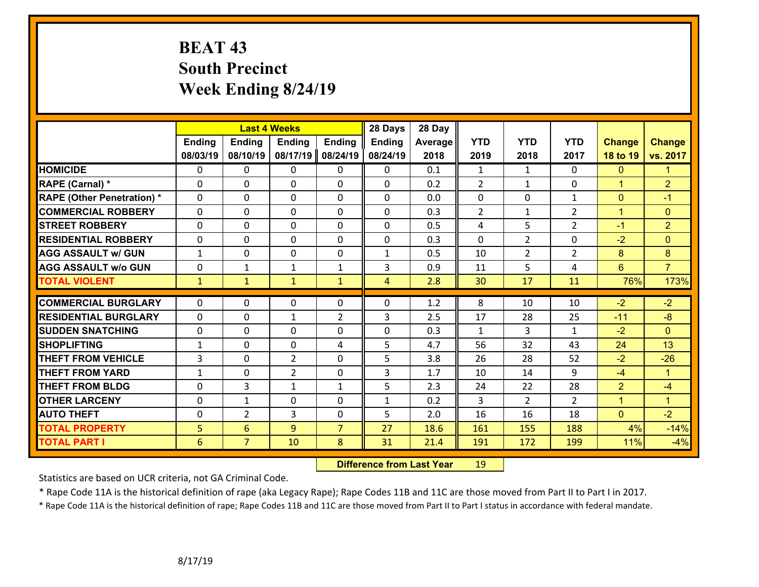# BEAT 43
## South Precinct
## Week Ending 8/24/19

| | Last 4 Weeks | | | | 28 Days | 28 Day | | | | | |
|---|---|---|---|---|---|---|---|---|---|---|---|
| | Ending 08/03/19 | Ending 08/10/19 | Ending 08/17/19 | Ending 08/24/19 | Ending 08/24/19 | Average 2018 | YTD 2019 | YTD 2018 | YTD 2017 | Change 18 to 19 | Change vs. 2017 |
| **HOMICIDE** | 0 | 0 | 0 | 0 | 0 | 0.1 | 1 | 1 | 0 | 0 | 1 |
| **RAPE (Carnal) *** | 0 | 0 | 0 | 0 | 0 | 0.2 | 2 | 1 | 0 | 1 | 2 |
| **RAPE (Other Penetration) *** | 0 | 0 | 0 | 0 | 0 | 0.0 | 0 | 0 | 1 | 0 | -1 |
| **COMMERCIAL ROBBERY** | 0 | 0 | 0 | 0 | 0 | 0.3 | 2 | 1 | 2 | 1 | 0 |
| **STREET ROBBERY** | 0 | 0 | 0 | 0 | 0 | 0.5 | 4 | 5 | 2 | -1 | 2 |
| **RESIDENTIAL ROBBERY** | 0 | 0 | 0 | 0 | 0 | 0.3 | 0 | 2 | 0 | -2 | 0 |
| **AGG ASSAULT w/ GUN** | 1 | 0 | 0 | 0 | 1 | 0.5 | 10 | 2 | 2 | 8 | 8 |
| **AGG ASSAULT w/o GUN** | 0 | 1 | 1 | 1 | 3 | 0.9 | 11 | 5 | 4 | 6 | 7 |
| **TOTAL VIOLENT** | 1 | 1 | 1 | 1 | 4 | 2.8 | 30 | 17 | 11 | 76% | 173% |
| **COMMERCIAL BURGLARY** | 0 | 0 | 0 | 0 | 0 | 1.2 | 8 | 10 | 10 | -2 | -2 |
| **RESIDENTIAL BURGLARY** | 0 | 0 | 1 | 2 | 3 | 2.5 | 17 | 28 | 25 | -11 | -8 |
| **SUDDEN SNATCHING** | 0 | 0 | 0 | 0 | 0 | 0.3 | 1 | 3 | 1 | -2 | 0 |
| **SHOPLIFTING** | 1 | 0 | 0 | 4 | 5 | 4.7 | 56 | 32 | 43 | 24 | 13 |
| **THEFT FROM VEHICLE** | 3 | 0 | 2 | 0 | 5 | 3.8 | 26 | 28 | 52 | -2 | -26 |
| **THEFT FROM YARD** | 1 | 0 | 2 | 0 | 3 | 1.7 | 10 | 14 | 9 | -4 | 1 |
| **THEFT FROM BLDG** | 0 | 3 | 1 | 1 | 5 | 2.3 | 24 | 22 | 28 | 2 | -4 |
| **OTHER LARCENY** | 0 | 1 | 0 | 0 | 1 | 0.2 | 3 | 2 | 2 | 1 | 1 |
| **AUTO THEFT** | 0 | 2 | 3 | 0 | 5 | 2.0 | 16 | 16 | 18 | 0 | -2 |
| **TOTAL PROPERTY** | 5 | 6 | 9 | 7 | 27 | 18.6 | 161 | 155 | 188 | 4% | -14% |
| **TOTAL PART I** | 6 | 7 | 10 | 8 | 31 | 21.4 | 191 | 172 | 199 | 11% | -4% |

**Difference from Last Year** 19

Statistics are based on UCR criteria, not GA Criminal Code.

* Rape Code 11A is the historical definition of rape (aka Legacy Rape); Rape Codes 11B and 11C are those moved from Part II to Part I in 2017.

* Rape Code 11A is the historical definition of rape; Rape Codes 11B and 11C are those moved from Part II to Part I status in accordance with federal mandate.

8/17/19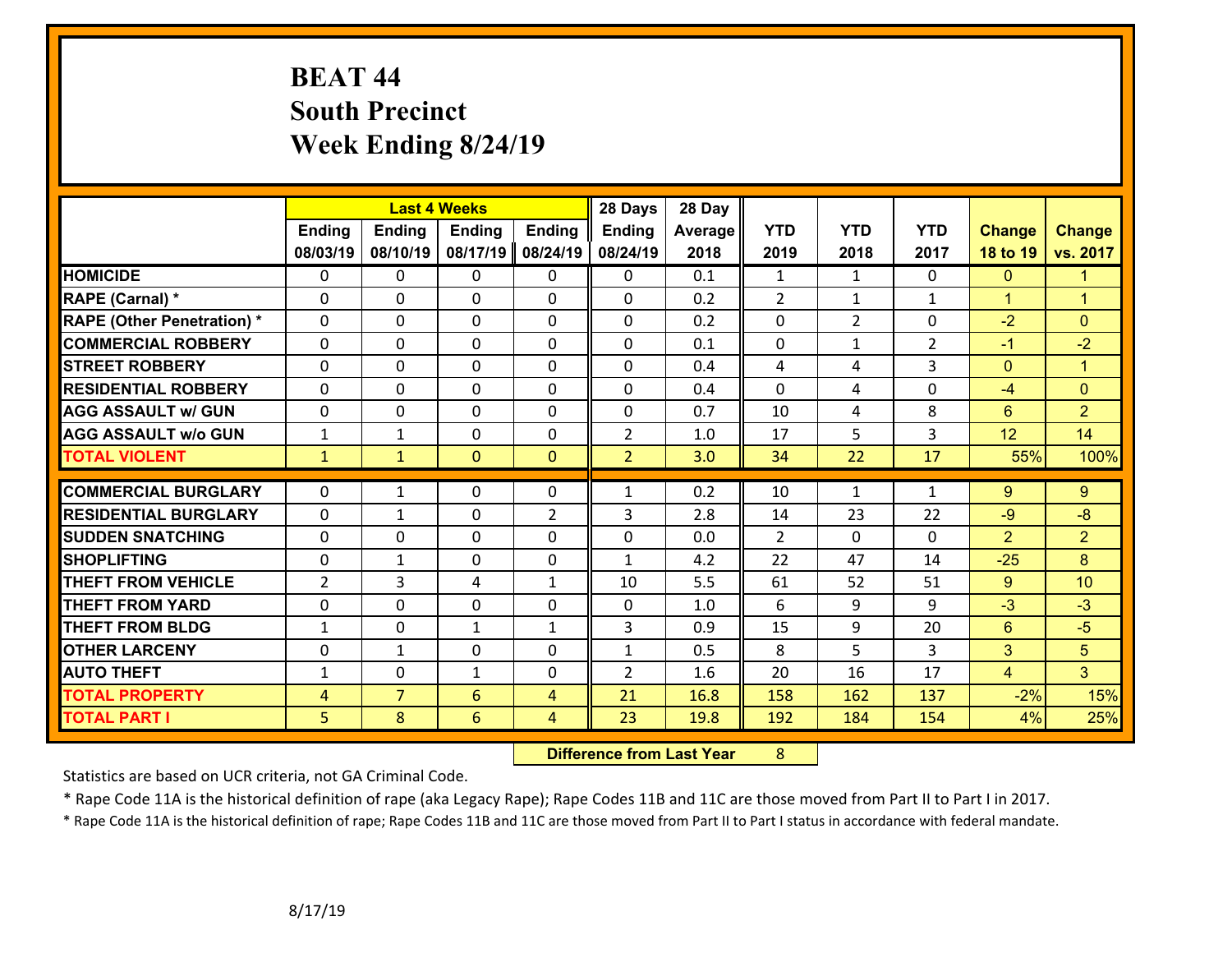# BEAT 44
## South Precinct
## Week Ending 8/24/19

| | Last 4 Weeks | | | | 28 Days | 28 Day | | | | | |
|---|---|---|---|---|---|---|---|---|---|---|---|
| | Ending 08/03/19 | Ending 08/10/19 | Ending 08/17/19 | Ending 08/24/19 | Ending 08/24/19 | Average 2018 | YTD 2019 | YTD 2018 | YTD 2017 | Change 18 to 19 | Change vs. 2017 |
| HOMICIDE | 0 | 0 | 0 | 0 | 0 | 0.1 | 1 | 1 | 0 | 0 | 1 |
| RAPE (Carnal) * | 0 | 0 | 0 | 0 | 0 | 0.2 | 2 | 1 | 1 | 1 | 1 |
| RAPE (Other Penetration) * | 0 | 0 | 0 | 0 | 0 | 0.2 | 0 | 2 | 0 | -2 | 0 |
| COMMERCIAL ROBBERY | 0 | 0 | 0 | 0 | 0 | 0.1 | 0 | 1 | 2 | -1 | -2 |
| STREET ROBBERY | 0 | 0 | 0 | 0 | 0 | 0.4 | 4 | 4 | 3 | 0 | 1 |
| RESIDENTIAL ROBBERY | 0 | 0 | 0 | 0 | 0 | 0.4 | 0 | 4 | 0 | -4 | 0 |
| AGG ASSAULT w/ GUN | 0 | 0 | 0 | 0 | 0 | 0.7 | 10 | 4 | 8 | 6 | 2 |
| AGG ASSAULT w/o GUN | 1 | 1 | 0 | 0 | 2 | 1.0 | 17 | 5 | 3 | 12 | 14 |
| TOTAL VIOLENT | 1 | 1 | 0 | 0 | 2 | 3.0 | 34 | 22 | 17 | 55% | 100% |
| COMMERCIAL BURGLARY | 0 | 1 | 0 | 0 | 1 | 0.2 | 10 | 1 | 1 | 9 | 9 |
| RESIDENTIAL BURGLARY | 0 | 1 | 0 | 2 | 3 | 2.8 | 14 | 23 | 22 | -9 | -8 |
| SUDDEN SNATCHING | 0 | 0 | 0 | 0 | 0 | 0.0 | 2 | 0 | 0 | 2 | 2 |
| SHOPLIFTING | 0 | 1 | 0 | 0 | 1 | 4.2 | 22 | 47 | 14 | -25 | 8 |
| THEFT FROM VEHICLE | 2 | 3 | 4 | 1 | 10 | 5.5 | 61 | 52 | 51 | 9 | 10 |
| THEFT FROM YARD | 0 | 0 | 0 | 0 | 0 | 1.0 | 6 | 9 | 9 | -3 | -3 |
| THEFT FROM BLDG | 1 | 0 | 1 | 1 | 3 | 0.9 | 15 | 9 | 20 | 6 | -5 |
| OTHER LARCENY | 0 | 1 | 0 | 0 | 1 | 0.5 | 8 | 5 | 3 | 3 | 5 |
| AUTO THEFT | 1 | 0 | 1 | 0 | 2 | 1.6 | 20 | 16 | 17 | 4 | 3 |
| TOTAL PROPERTY | 4 | 7 | 6 | 4 | 21 | 16.8 | 158 | 162 | 137 | -2% | 15% |
| TOTAL PART I | 5 | 8 | 6 | 4 | 23 | 19.8 | 192 | 184 | 154 | 4% | 25% |

**Difference from Last Year** 8

Statistics are based on UCR criteria, not GA Criminal Code.

* Rape Code 11A is the historical definition of rape (aka Legacy Rape); Rape Codes 11B and 11C are those moved from Part II to Part I in 2017.

* Rape Code 11A is the historical definition of rape; Rape Codes 11B and 11C are those moved from Part II to Part I status in accordance with federal mandate.

8/17/19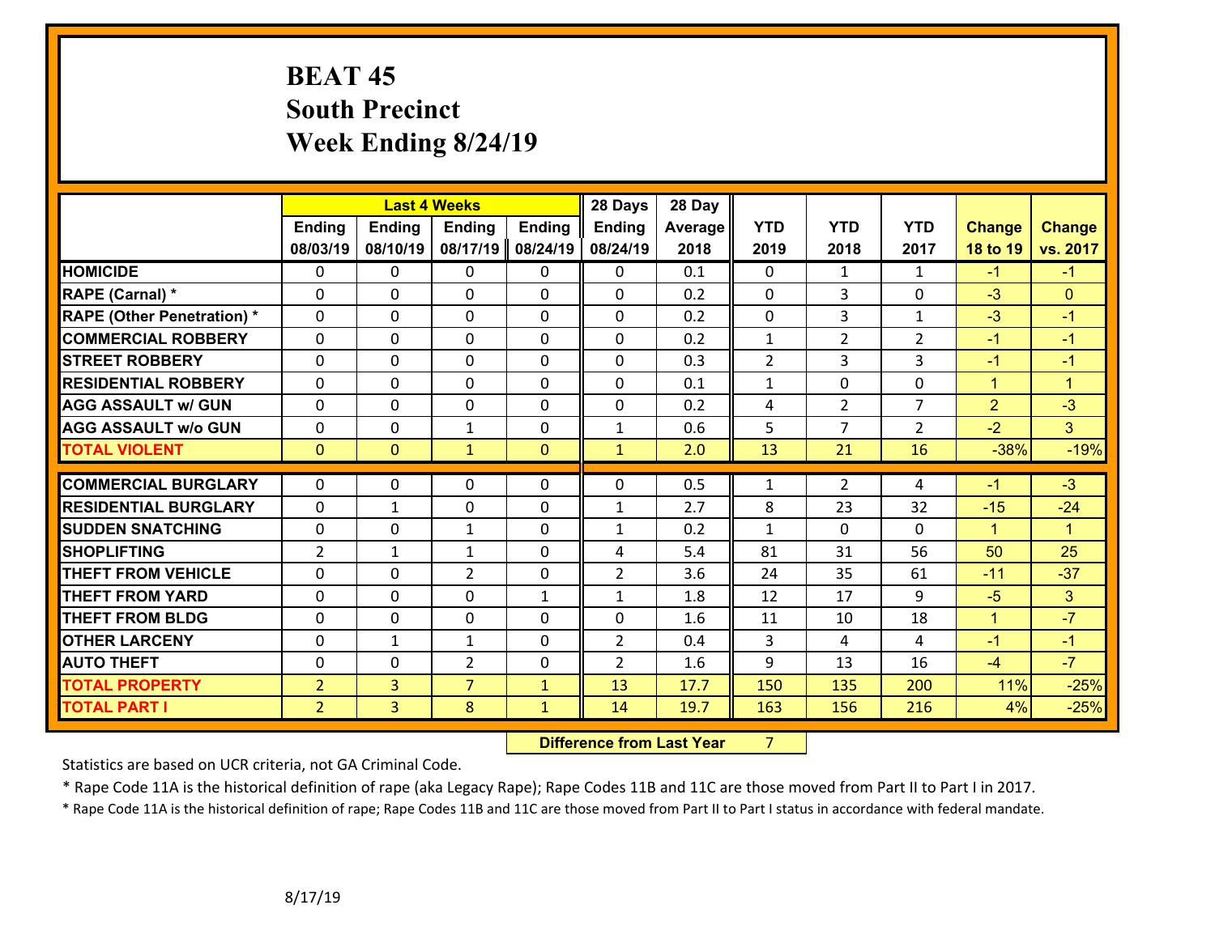# BEAT 45
## South Precinct
## Week Ending 8/24/19

| | Last 4 Weeks | | | | 28 Days | 28 Day | | | | | |
|---|---|---|---|---|---|---|---|---|---|---|---|
| | Ending 08/03/19 | Ending 08/10/19 | Ending 08/17/19 | Ending 08/24/19 | Ending 08/24/19 | Average 2018 | YTD 2019 | YTD 2018 | YTD 2017 | Change 18 to 19 | Change vs. 2017 |
| HOMICIDE | 0 | 0 | 0 | 0 | 0 | 0.1 | 0 | 1 | 1 | -1 | -1 |
| RAPE (Carnal) * | 0 | 0 | 0 | 0 | 0 | 0.2 | 0 | 3 | 0 | -3 | 0 |
| RAPE (Other Penetration) * | 0 | 0 | 0 | 0 | 0 | 0.2 | 0 | 3 | 1 | -3 | -1 |
| COMMERCIAL ROBBERY | 0 | 0 | 0 | 0 | 0 | 0.2 | 1 | 2 | 2 | -1 | -1 |
| STREET ROBBERY | 0 | 0 | 0 | 0 | 0 | 0.3 | 2 | 3 | 3 | -1 | -1 |
| RESIDENTIAL ROBBERY | 0 | 0 | 0 | 0 | 0 | 0.1 | 1 | 0 | 0 | 1 | 1 |
| AGG ASSAULT w/ GUN | 0 | 0 | 0 | 0 | 0 | 0.2 | 4 | 2 | 7 | 2 | -3 |
| AGG ASSAULT w/o GUN | 0 | 0 | 1 | 0 | 1 | 0.6 | 5 | 7 | 2 | -2 | 3 |
| TOTAL VIOLENT | 0 | 0 | 1 | 0 | 1 | 2.0 | 13 | 21 | 16 | -38% | -19% |
| COMMERCIAL BURGLARY | 0 | 0 | 0 | 0 | 0 | 0.5 | 1 | 2 | 4 | -1 | -3 |
| RESIDENTIAL BURGLARY | 0 | 1 | 0 | 0 | 1 | 2.7 | 8 | 23 | 32 | -15 | -24 |
| SUDDEN SNATCHING | 0 | 0 | 1 | 0 | 1 | 0.2 | 1 | 0 | 0 | 1 | 1 |
| SHOPLIFTING | 2 | 1 | 1 | 0 | 4 | 5.4 | 81 | 31 | 56 | 50 | 25 |
| THEFT FROM VEHICLE | 0 | 0 | 2 | 0 | 2 | 3.6 | 24 | 35 | 61 | -11 | -37 |
| THEFT FROM YARD | 0 | 0 | 0 | 1 | 1 | 1.8 | 12 | 17 | 9 | -5 | 3 |
| THEFT FROM BLDG | 0 | 0 | 0 | 0 | 0 | 1.6 | 11 | 10 | 18 | 1 | -7 |
| OTHER LARCENY | 0 | 1 | 1 | 0 | 2 | 0.4 | 3 | 4 | 4 | -1 | -1 |
| AUTO THEFT | 0 | 0 | 2 | 0 | 2 | 1.6 | 9 | 13 | 16 | -4 | -7 |
| TOTAL PROPERTY | 2 | 3 | 7 | 1 | 13 | 17.7 | 150 | 135 | 200 | 11% | -25% |
| TOTAL PART I | 2 | 3 | 8 | 1 | 14 | 19.7 | 163 | 156 | 216 | 4% | -25% |

**Difference from Last Year** 7

Statistics are based on UCR criteria, not GA Criminal Code.

* Rape Code 11A is the historical definition of rape (aka Legacy Rape); Rape Codes 11B and 11C are those moved from Part II to Part I in 2017.

* Rape Code 11A is the historical definition of rape; Rape Codes 11B and 11C are those moved from Part II to Part I status in accordance with federal mandate.

8/17/19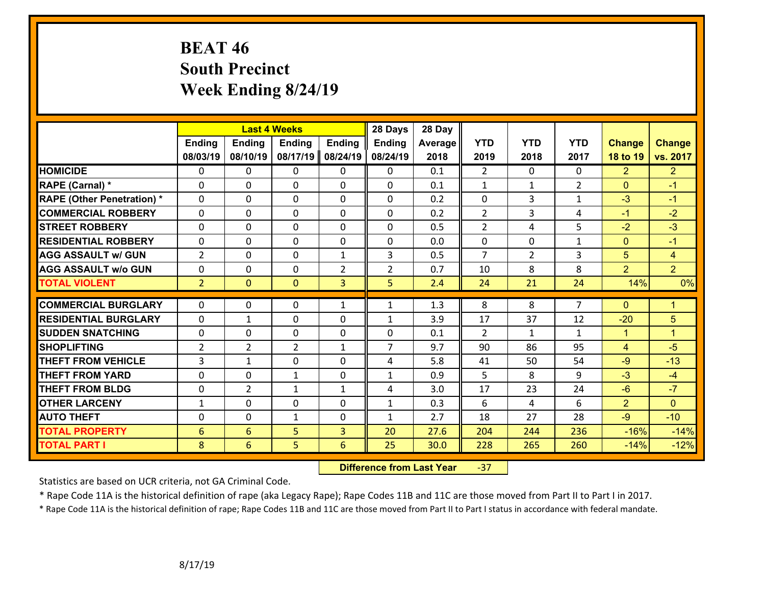# BEAT 46
# South Precinct
# Week Ending 8/24/19

| | Last 4 Weeks | | | | 28 Days | 28 Day | | | | | |
|---|---|---|---|---|---|---|---|---|---|---|---|
| | Ending 08/03/19 | Ending 08/10/19 | Ending 08/17/19 | Ending 08/24/19 | Ending 08/24/19 | Average 2018 | YTD 2019 | YTD 2018 | YTD 2017 | Change 18 to 19 | Change vs. 2017 |
| HOMICIDE | 0 | 0 | 0 | 0 | 0 | 0.1 | 2 | 0 | 0 | 2 | 2 |
| RAPE (Carnal) * | 0 | 0 | 0 | 0 | 0 | 0.1 | 1 | 1 | 2 | 0 | -1 |
| RAPE (Other Penetration) * | 0 | 0 | 0 | 0 | 0 | 0.2 | 0 | 3 | 1 | -3 | -1 |
| COMMERCIAL ROBBERY | 0 | 0 | 0 | 0 | 0 | 0.2 | 2 | 3 | 4 | -1 | -2 |
| STREET ROBBERY | 0 | 0 | 0 | 0 | 0 | 0.5 | 2 | 4 | 5 | -2 | -3 |
| RESIDENTIAL ROBBERY | 0 | 0 | 0 | 0 | 0 | 0.0 | 0 | 0 | 1 | 0 | -1 |
| AGG ASSAULT w/ GUN | 2 | 0 | 0 | 1 | 3 | 0.5 | 7 | 2 | 3 | 5 | 4 |
| AGG ASSAULT w/o GUN | 0 | 0 | 0 | 2 | 2 | 0.7 | 10 | 8 | 8 | 2 | 2 |
| TOTAL VIOLENT | 2 | 0 | 0 | 3 | 5 | 2.4 | 24 | 21 | 24 | 14% | 0% |
| COMMERCIAL BURGLARY | 0 | 0 | 0 | 1 | 1 | 1.3 | 8 | 8 | 7 | 0 | 1 |
| RESIDENTIAL BURGLARY | 0 | 1 | 0 | 0 | 1 | 3.9 | 17 | 37 | 12 | -20 | 5 |
| SUDDEN SNATCHING | 0 | 0 | 0 | 0 | 0 | 0.1 | 2 | 1 | 1 | 1 | 1 |
| SHOPLIFTING | 2 | 2 | 2 | 1 | 7 | 9.7 | 90 | 86 | 95 | 4 | -5 |
| THEFT FROM VEHICLE | 3 | 1 | 0 | 0 | 4 | 5.8 | 41 | 50 | 54 | -9 | -13 |
| THEFT FROM YARD | 0 | 0 | 1 | 0 | 1 | 0.9 | 5 | 8 | 9 | -3 | -4 |
| THEFT FROM BLDG | 0 | 2 | 1 | 1 | 4 | 3.0 | 17 | 23 | 24 | -6 | -7 |
| OTHER LARCENY | 1 | 0 | 0 | 0 | 1 | 0.3 | 6 | 4 | 6 | 2 | 0 |
| AUTO THEFT | 0 | 0 | 1 | 0 | 1 | 2.7 | 18 | 27 | 28 | -9 | -10 |
| TOTAL PROPERTY | 6 | 6 | 5 | 3 | 20 | 27.6 | 204 | 244 | 236 | -16% | -14% |
| TOTAL PART I | 8 | 6 | 5 | 6 | 25 | 30.0 | 228 | 265 | 260 | -14% | -12% |

**Difference from Last Year** -37

Statistics are based on UCR criteria, not GA Criminal Code.

* Rape Code 11A is the historical definition of rape (aka Legacy Rape); Rape Codes 11B and 11C are those moved from Part II to Part I in 2017.

* Rape Code 11A is the historical definition of rape; Rape Codes 11B and 11C are those moved from Part II to Part I status in accordance with federal mandate.

8/17/19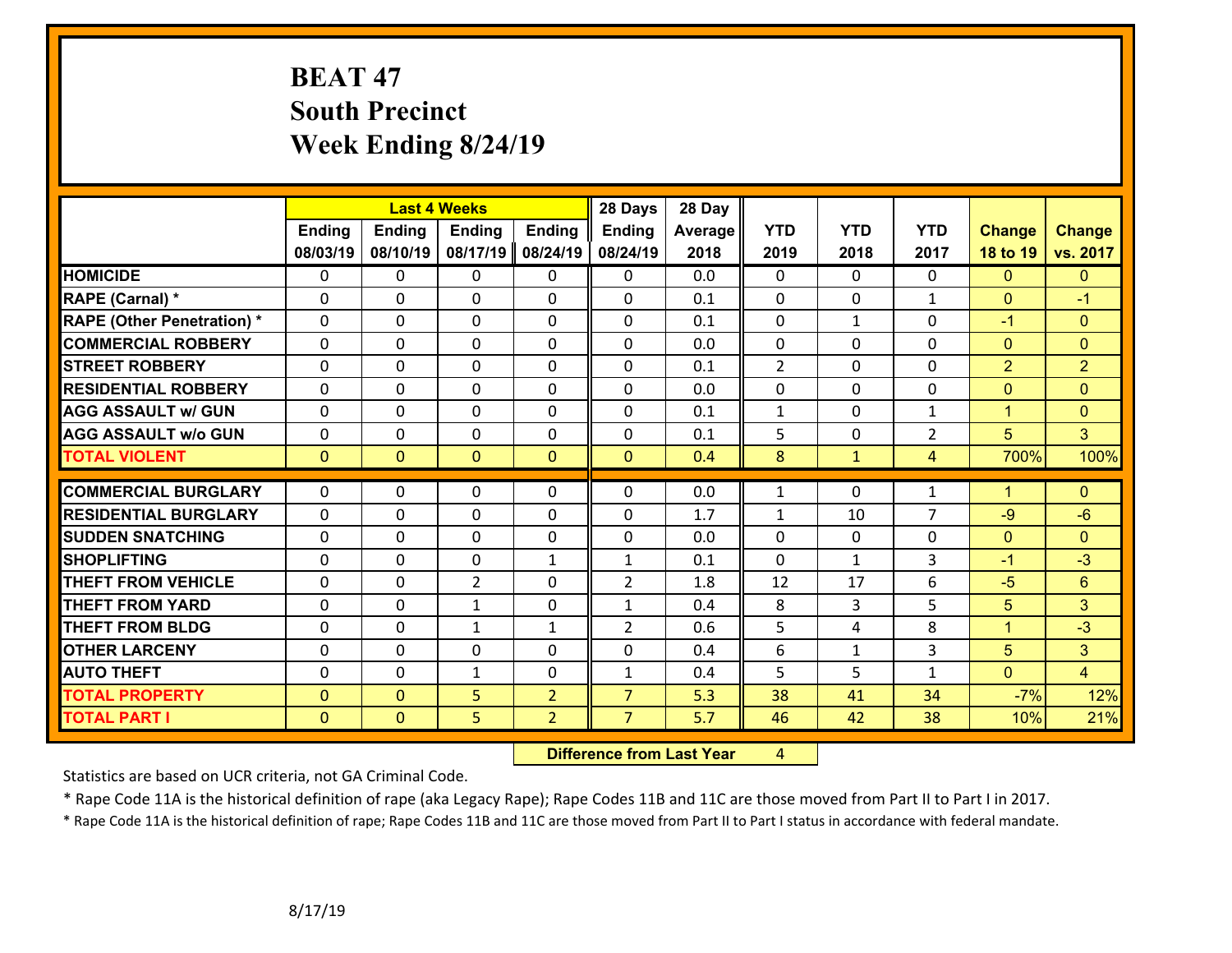# BEAT 47
# South Precinct
# Week Ending 8/24/19

| | Last 4 Weeks | | | | 28 Days | 28 Day | | | | | |
|---|---|---|---|---|---|---|---|---|---|---|---|
| | Ending 08/03/19 | Ending 08/10/19 | Ending 08/17/19 | Ending 08/24/19 | Ending 08/24/19 | Average 2018 | YTD 2019 | YTD 2018 | YTD 2017 | Change 18 to 19 | Change vs. 2017 |
| **HOMICIDE** | 0 | 0 | 0 | 0 | 0 | 0.0 | 0 | 0 | 0 | 0 | 0 |
| **RAPE (Carnal) *** | 0 | 0 | 0 | 0 | 0 | 0.1 | 0 | 0 | 1 | 0 | -1 |
| **RAPE (Other Penetration) *** | 0 | 0 | 0 | 0 | 0 | 0.1 | 0 | 1 | 0 | -1 | 0 |
| **COMMERCIAL ROBBERY** | 0 | 0 | 0 | 0 | 0 | 0.0 | 0 | 0 | 0 | 0 | 0 |
| **STREET ROBBERY** | 0 | 0 | 0 | 0 | 0 | 0.1 | 2 | 0 | 0 | 2 | 2 |
| **RESIDENTIAL ROBBERY** | 0 | 0 | 0 | 0 | 0 | 0.0 | 0 | 0 | 0 | 0 | 0 |
| **AGG ASSAULT w/ GUN** | 0 | 0 | 0 | 0 | 0 | 0.1 | 1 | 0 | 1 | 1 | 0 |
| **AGG ASSAULT w/o GUN** | 0 | 0 | 0 | 0 | 0 | 0.1 | 5 | 0 | 2 | 5 | 3 |
| **TOTAL VIOLENT** | 0 | 0 | 0 | 0 | 0 | 0.4 | 8 | 1 | 4 | 700% | 100% |
| **COMMERCIAL BURGLARY** | 0 | 0 | 0 | 0 | 0 | 0.0 | 1 | 0 | 1 | 1 | 0 |
| **RESIDENTIAL BURGLARY** | 0 | 0 | 0 | 0 | 0 | 1.7 | 1 | 10 | 7 | -9 | -6 |
| **SUDDEN SNATCHING** | 0 | 0 | 0 | 0 | 0 | 0.0 | 0 | 0 | 0 | 0 | 0 |
| **SHOPLIFTING** | 0 | 0 | 0 | 1 | 1 | 0.1 | 0 | 1 | 3 | -1 | -3 |
| **THEFT FROM VEHICLE** | 0 | 0 | 2 | 0 | 2 | 1.8 | 12 | 17 | 6 | -5 | 6 |
| **THEFT FROM YARD** | 0 | 0 | 1 | 0 | 1 | 0.4 | 8 | 3 | 5 | 5 | 3 |
| **THEFT FROM BLDG** | 0 | 0 | 1 | 1 | 2 | 0.6 | 5 | 4 | 8 | 1 | -3 |
| **OTHER LARCENY** | 0 | 0 | 0 | 0 | 0 | 0.4 | 6 | 1 | 3 | 5 | 3 |
| **AUTO THEFT** | 0 | 0 | 1 | 0 | 1 | 0.4 | 5 | 5 | 1 | 0 | 4 |
| **TOTAL PROPERTY** | 0 | 0 | 5 | 2 | 7 | 5.3 | 38 | 41 | 34 | -7% | 12% |
| **TOTAL PART I** | 0 | 0 | 5 | 2 | 7 | 5.7 | 46 | 42 | 38 | 10% | 21% |

**Difference from Last Year** 4

Statistics are based on UCR criteria, not GA Criminal Code.

* Rape Code 11A is the historical definition of rape (aka Legacy Rape); Rape Codes 11B and 11C are those moved from Part II to Part I in 2017.

* Rape Code 11A is the historical definition of rape; Rape Codes 11B and 11C are those moved from Part II to Part I status in accordance with federal mandate.

8/17/19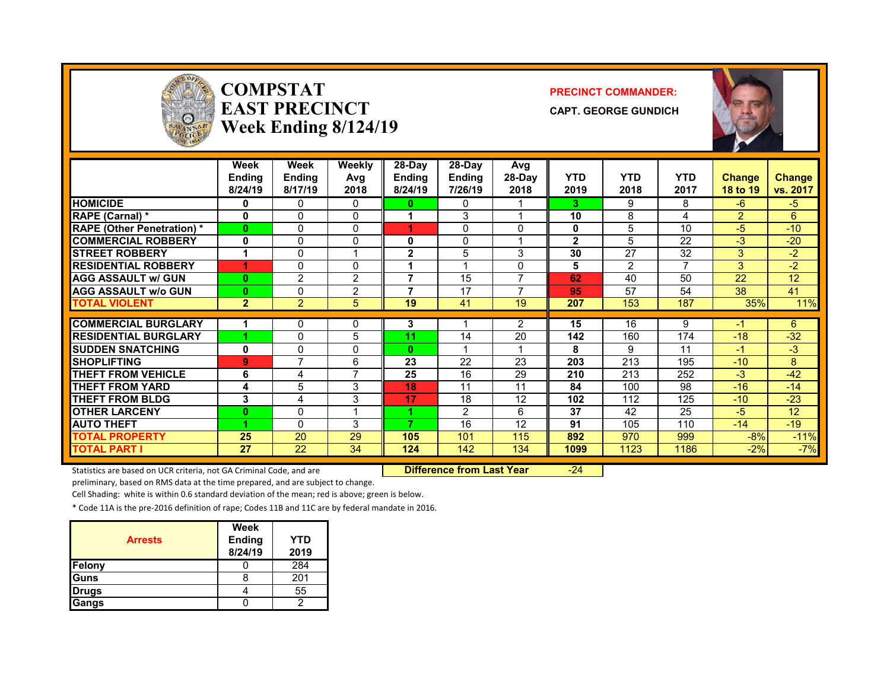# COMPSTAT
# EAST PRECINCT
# Week Ending 8/124/19

**PRECINCT COMMANDER:**

**CAPT. GEORGE GUNDICH**

| | Week Ending 8/24/19 | Week Ending 8/17/19 | Weekly Avg 2018 | 28-Day Ending 8/24/19 | 28-Day Ending 7/26/19 | Avg 28-Day 2018 | YTD 2019 | YTD 2018 | YTD 2017 | Change 18 to 19 | Change vs. 2017 |
|---|---|---|---|---|---|---|---|---|---|---|---|
| HOMICIDE | 0 | 0 | 0 | 0 | 0 | 1 | 3 | 9 | 8 | -6 | -5 |
| RAPE (Carnal) * | 0 | 0 | 0 | 1 | 3 | 1 | 10 | 8 | 4 | 2 | 6 |
| RAPE (Other Penetration) * | 0 | 0 | 0 | 1 | 0 | 0 | 0 | 5 | 10 | -5 | -10 |
| COMMERCIAL ROBBERY | 0 | 0 | 0 | 0 | 0 | 1 | 2 | 5 | 22 | -3 | -20 |
| STREET ROBBERY | 1 | 0 | 1 | 2 | 5 | 3 | 30 | 27 | 32 | 3 | -2 |
| RESIDENTIAL ROBBERY | 1 | 0 | 0 | 1 | 1 | 0 | 5 | 2 | 7 | 3 | -2 |
| AGG ASSAULT w/ GUN | 0 | 2 | 2 | 7 | 15 | 7 | 62 | 40 | 50 | 22 | 12 |
| AGG ASSAULT w/o GUN | 0 | 0 | 2 | 7 | 17 | 7 | 95 | 57 | 54 | 38 | 41 |
| TOTAL VIOLENT | 2 | 2 | 5 | 19 | 41 | 19 | 207 | 153 | 187 | 35% | 11% |
| COMMERCIAL BURGLARY | 1 | 0 | 0 | 3 | 1 | 2 | 15 | 16 | 9 | -1 | 6 |
| RESIDENTIAL BURGLARY | 1 | 0 | 5 | 11 | 14 | 20 | 142 | 160 | 174 | -18 | -32 |
| SUDDEN SNATCHING | 0 | 0 | 0 | 0 | 1 | 1 | 8 | 9 | 11 | -1 | -3 |
| SHOPLIFTING | 9 | 7 | 6 | 23 | 22 | 23 | 203 | 213 | 195 | -10 | 8 |
| THEFT FROM VEHICLE | 6 | 4 | 7 | 25 | 16 | 29 | 210 | 213 | 252 | -3 | -42 |
| THEFT FROM YARD | 4 | 5 | 3 | 18 | 11 | 11 | 84 | 100 | 98 | -16 | -14 |
| THEFT FROM BLDG | 3 | 4 | 3 | 17 | 18 | 12 | 102 | 112 | 125 | -10 | -23 |
| OTHER LARCENY | 0 | 0 | 1 | 1 | 2 | 6 | 37 | 42 | 25 | -5 | 12 |
| AUTO THEFT | 1 | 0 | 3 | 7 | 16 | 12 | 91 | 105 | 110 | -14 | -19 |
| TOTAL PROPERTY | 25 | 20 | 29 | 105 | 101 | 115 | 892 | 970 | 999 | -8% | -11% |
| TOTAL PART I | 27 | 22 | 34 | 124 | 142 | 134 | 1099 | 1123 | 1186 | -2% | -7% |

**Difference from Last Year** -24

Statistics are based on UCR criteria, not GA Criminal Code, and are preliminary, based on RMS data at the time prepared, and are subject to change.

Cell Shading: white is within 0.6 standard deviation of the mean; red is above; green is below.

* Code 11A is the pre-2016 definition of rape; Codes 11B and 11C are by federal mandate in 2016.

| Arrests | Week Ending 8/24/19 | YTD 2019 |
|---|---|---|
| Felony | 0 | 284 |
| Guns | 8 | 201 |
| Drugs | 4 | 55 |
| Gangs | 0 | 2 |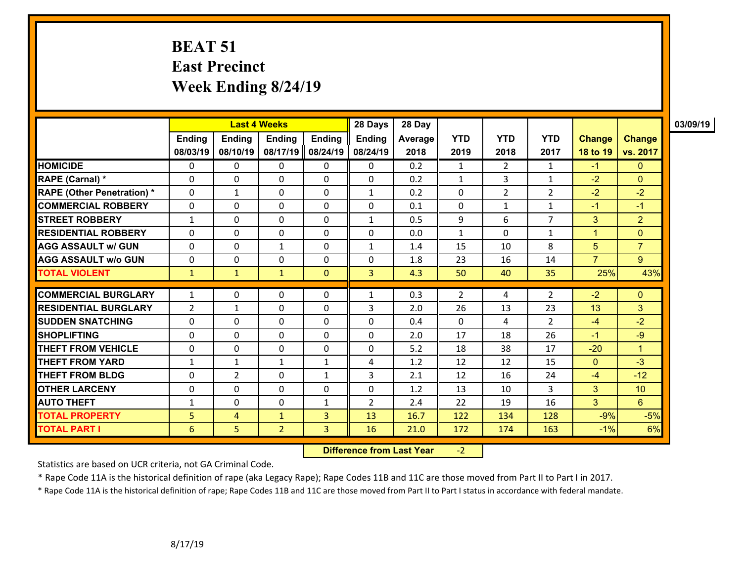# BEAT 51
## East Precinct
## Week Ending 8/24/19

03/09/19

| | Last 4 Weeks | | | | 28 Days | 28 Day | | | | | |
|---|---|---|---|---|---|---|---|---|---|---|---|
| | Ending 08/03/19 | Ending 08/10/19 | Ending 08/17/19 | Ending 08/24/19 | Ending 08/24/19 | Average 2018 | YTD 2019 | YTD 2018 | YTD 2017 | Change 18 to 19 | Change vs. 2017 |
| HOMICIDE | 0 | 0 | 0 | 0 | 0 | 0.2 | 1 | 2 | 1 | -1 | 0 |
| RAPE (Carnal) * | 0 | 0 | 0 | 0 | 0 | 0.2 | 1 | 3 | 1 | -2 | 0 |
| RAPE (Other Penetration) * | 0 | 1 | 0 | 0 | 1 | 0.2 | 0 | 2 | 2 | -2 | -2 |
| COMMERCIAL ROBBERY | 0 | 0 | 0 | 0 | 0 | 0.1 | 0 | 1 | 1 | -1 | -1 |
| STREET ROBBERY | 1 | 0 | 0 | 0 | 1 | 0.5 | 9 | 6 | 7 | 3 | 2 |
| RESIDENTIAL ROBBERY | 0 | 0 | 0 | 0 | 0 | 0.0 | 1 | 0 | 1 | 1 | 0 |
| AGG ASSAULT w/ GUN | 0 | 0 | 1 | 0 | 1 | 1.4 | 15 | 10 | 8 | 5 | 7 |
| AGG ASSAULT w/o GUN | 0 | 0 | 0 | 0 | 0 | 1.8 | 23 | 16 | 14 | 7 | 9 |
| TOTAL VIOLENT | 1 | 1 | 1 | 0 | 3 | 4.3 | 50 | 40 | 35 | 25% | 43% |
| COMMERCIAL BURGLARY | 1 | 0 | 0 | 0 | 1 | 0.3 | 2 | 4 | 2 | -2 | 0 |
| RESIDENTIAL BURGLARY | 2 | 1 | 0 | 0 | 3 | 2.0 | 26 | 13 | 23 | 13 | 3 |
| SUDDEN SNATCHING | 0 | 0 | 0 | 0 | 0 | 0.4 | 0 | 4 | 2 | -4 | -2 |
| SHOPLIFTING | 0 | 0 | 0 | 0 | 0 | 2.0 | 17 | 18 | 26 | -1 | -9 |
| THEFT FROM VEHICLE | 0 | 0 | 0 | 0 | 0 | 5.2 | 18 | 38 | 17 | -20 | 1 |
| THEFT FROM YARD | 1 | 1 | 1 | 1 | 4 | 1.2 | 12 | 12 | 15 | 0 | -3 |
| THEFT FROM BLDG | 0 | 2 | 0 | 1 | 3 | 2.1 | 12 | 16 | 24 | -4 | -12 |
| OTHER LARCENY | 0 | 0 | 0 | 0 | 0 | 1.2 | 13 | 10 | 3 | 3 | 10 |
| AUTO THEFT | 1 | 0 | 0 | 1 | 2 | 2.4 | 22 | 19 | 16 | 3 | 6 |
| TOTAL PROPERTY | 5 | 4 | 1 | 3 | 13 | 16.7 | 122 | 134 | 128 | -9% | -5% |
| TOTAL PART I | 6 | 5 | 2 | 3 | 16 | 21.0 | 172 | 174 | 163 | -1% | 6% |

**Difference from Last Year** -2

Statistics are based on UCR criteria, not GA Criminal Code.

* Rape Code 11A is the historical definition of rape (aka Legacy Rape); Rape Codes 11B and 11C are those moved from Part II to Part I in 2017.

* Rape Code 11A is the historical definition of rape; Rape Codes 11B and 11C are those moved from Part II to Part I status in accordance with federal mandate.

8/17/19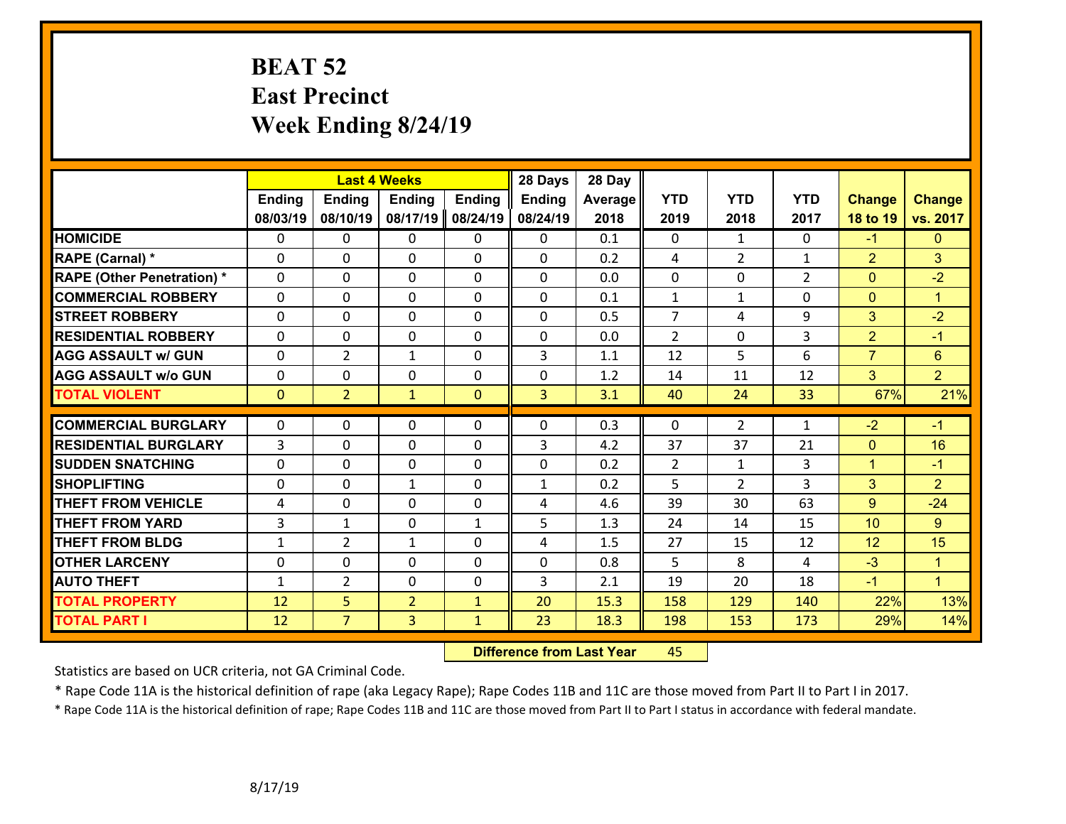# BEAT 52
## East Precinct
## Week Ending 8/24/19

| | Last 4 Weeks | | | | 28 Days | 28 Day | | | | | |
|---|---|---|---|---|---|---|---|---|---|---|---|
| | Ending 08/03/19 | Ending 08/10/19 | Ending 08/17/19 | Ending 08/24/19 | Ending 08/24/19 | Average 2018 | YTD 2019 | YTD 2018 | YTD 2017 | Change 18 to 19 | Change vs. 2017 |
| HOMICIDE | 0 | 0 | 0 | 0 | 0 | 0.1 | 0 | 1 | 0 | -1 | 0 |
| RAPE (Carnal) * | 0 | 0 | 0 | 0 | 0 | 0.2 | 4 | 2 | 1 | 2 | 3 |
| RAPE (Other Penetration) * | 0 | 0 | 0 | 0 | 0 | 0.0 | 0 | 0 | 2 | 0 | -2 |
| COMMERCIAL ROBBERY | 0 | 0 | 0 | 0 | 0 | 0.1 | 1 | 1 | 0 | 0 | 1 |
| STREET ROBBERY | 0 | 0 | 0 | 0 | 0 | 0.5 | 7 | 4 | 9 | 3 | -2 |
| RESIDENTIAL ROBBERY | 0 | 0 | 0 | 0 | 0 | 0.0 | 2 | 0 | 3 | 2 | -1 |
| AGG ASSAULT w/ GUN | 0 | 2 | 1 | 0 | 3 | 1.1 | 12 | 5 | 6 | 7 | 6 |
| AGG ASSAULT w/o GUN | 0 | 0 | 0 | 0 | 0 | 1.2 | 14 | 11 | 12 | 3 | 2 |
| TOTAL VIOLENT | 0 | 2 | 1 | 0 | 3 | 3.1 | 40 | 24 | 33 | 67% | 21% |
| COMMERCIAL BURGLARY | 0 | 0 | 0 | 0 | 0 | 0.3 | 0 | 2 | 1 | -2 | -1 |
| RESIDENTIAL BURGLARY | 3 | 0 | 0 | 0 | 3 | 4.2 | 37 | 37 | 21 | 0 | 16 |
| SUDDEN SNATCHING | 0 | 0 | 0 | 0 | 0 | 0.2 | 2 | 1 | 3 | 1 | -1 |
| SHOPLIFTING | 0 | 0 | 1 | 0 | 1 | 0.2 | 5 | 2 | 3 | 3 | 2 |
| THEFT FROM VEHICLE | 4 | 0 | 0 | 0 | 4 | 4.6 | 39 | 30 | 63 | 9 | -24 |
| THEFT FROM YARD | 3 | 1 | 0 | 1 | 5 | 1.3 | 24 | 14 | 15 | 10 | 9 |
| THEFT FROM BLDG | 1 | 2 | 1 | 0 | 4 | 1.5 | 27 | 15 | 12 | 12 | 15 |
| OTHER LARCENY | 0 | 0 | 0 | 0 | 0 | 0.8 | 5 | 8 | 4 | -3 | 1 |
| AUTO THEFT | 1 | 2 | 0 | 0 | 3 | 2.1 | 19 | 20 | 18 | -1 | 1 |
| TOTAL PROPERTY | 12 | 5 | 2 | 1 | 20 | 15.3 | 158 | 129 | 140 | 22% | 13% |
| TOTAL PART I | 12 | 7 | 3 | 1 | 23 | 18.3 | 198 | 153 | 173 | 29% | 14% |

**Difference from Last Year** 45

Statistics are based on UCR criteria, not GA Criminal Code.

* Rape Code 11A is the historical definition of rape (aka Legacy Rape); Rape Codes 11B and 11C are those moved from Part II to Part I in 2017.

* Rape Code 11A is the historical definition of rape; Rape Codes 11B and 11C are those moved from Part II to Part I status in accordance with federal mandate.

8/17/19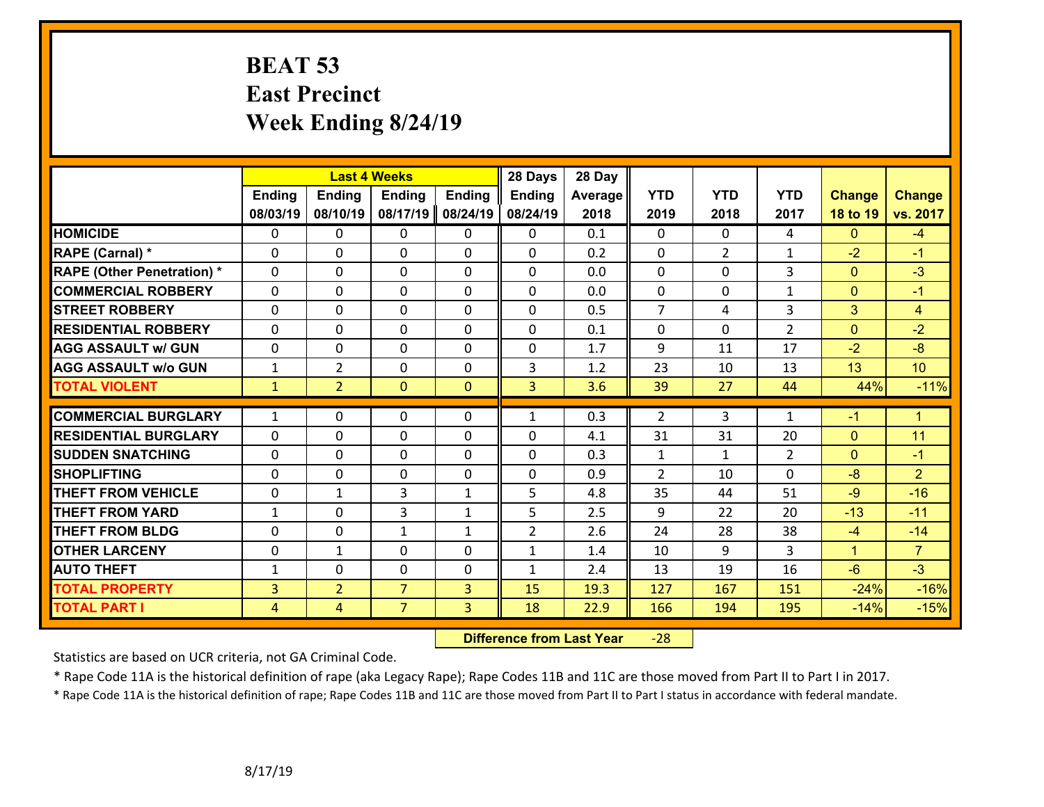# BEAT 53
## East Precinct
## Week Ending 8/24/19

| | Last 4 Weeks | | | | 28 Days | 28 Day | | | | | |
|---|---|---|---|---|---|---|---|---|---|---|---|
| | Ending 08/03/19 | Ending 08/10/19 | Ending 08/17/19 | Ending 08/24/19 | Ending 08/24/19 | Average 2018 | YTD 2019 | YTD 2018 | YTD 2017 | Change 18 to 19 | Change vs. 2017 |
| HOMICIDE | 0 | 0 | 0 | 0 | 0 | 0.1 | 0 | 0 | 4 | 0 | -4 |
| RAPE (Carnal) * | 0 | 0 | 0 | 0 | 0 | 0.2 | 0 | 2 | 1 | -2 | -1 |
| RAPE (Other Penetration) * | 0 | 0 | 0 | 0 | 0 | 0.0 | 0 | 0 | 3 | 0 | -3 |
| COMMERCIAL ROBBERY | 0 | 0 | 0 | 0 | 0 | 0.0 | 0 | 0 | 1 | 0 | -1 |
| STREET ROBBERY | 0 | 0 | 0 | 0 | 0 | 0.5 | 7 | 4 | 3 | 3 | 4 |
| RESIDENTIAL ROBBERY | 0 | 0 | 0 | 0 | 0 | 0.1 | 0 | 0 | 2 | 0 | -2 |
| AGG ASSAULT w/ GUN | 0 | 0 | 0 | 0 | 0 | 1.7 | 9 | 11 | 17 | -2 | -8 |
| AGG ASSAULT w/o GUN | 1 | 2 | 0 | 0 | 3 | 1.2 | 23 | 10 | 13 | 13 | 10 |
| TOTAL VIOLENT | 1 | 2 | 0 | 0 | 3 | 3.6 | 39 | 27 | 44 | 44% | -11% |
| COMMERCIAL BURGLARY | 1 | 0 | 0 | 0 | 1 | 0.3 | 2 | 3 | 1 | -1 | 1 |
| RESIDENTIAL BURGLARY | 0 | 0 | 0 | 0 | 0 | 4.1 | 31 | 31 | 20 | 0 | 11 |
| SUDDEN SNATCHING | 0 | 0 | 0 | 0 | 0 | 0.3 | 1 | 1 | 2 | 0 | -1 |
| SHOPLIFTING | 0 | 0 | 0 | 0 | 0 | 0.9 | 2 | 10 | 0 | -8 | 2 |
| THEFT FROM VEHICLE | 0 | 1 | 3 | 1 | 5 | 4.8 | 35 | 44 | 51 | -9 | -16 |
| THEFT FROM YARD | 1 | 0 | 3 | 1 | 5 | 2.5 | 9 | 22 | 20 | -13 | -11 |
| THEFT FROM BLDG | 0 | 0 | 1 | 1 | 2 | 2.6 | 24 | 28 | 38 | -4 | -14 |
| OTHER LARCENY | 0 | 1 | 0 | 0 | 1 | 1.4 | 10 | 9 | 3 | 1 | 7 |
| AUTO THEFT | 1 | 0 | 0 | 0 | 1 | 2.4 | 13 | 19 | 16 | -6 | -3 |
| TOTAL PROPERTY | 3 | 2 | 7 | 3 | 15 | 19.3 | 127 | 167 | 151 | -24% | -16% |
| TOTAL PART I | 4 | 4 | 7 | 3 | 18 | 22.9 | 166 | 194 | 195 | -14% | -15% |

**Difference from Last Year** -28

Statistics are based on UCR criteria, not GA Criminal Code.

* Rape Code 11A is the historical definition of rape (aka Legacy Rape); Rape Codes 11B and 11C are those moved from Part II to Part I in 2017.

* Rape Code 11A is the historical definition of rape; Rape Codes 11B and 11C are those moved from Part II to Part I status in accordance with federal mandate.

8/17/19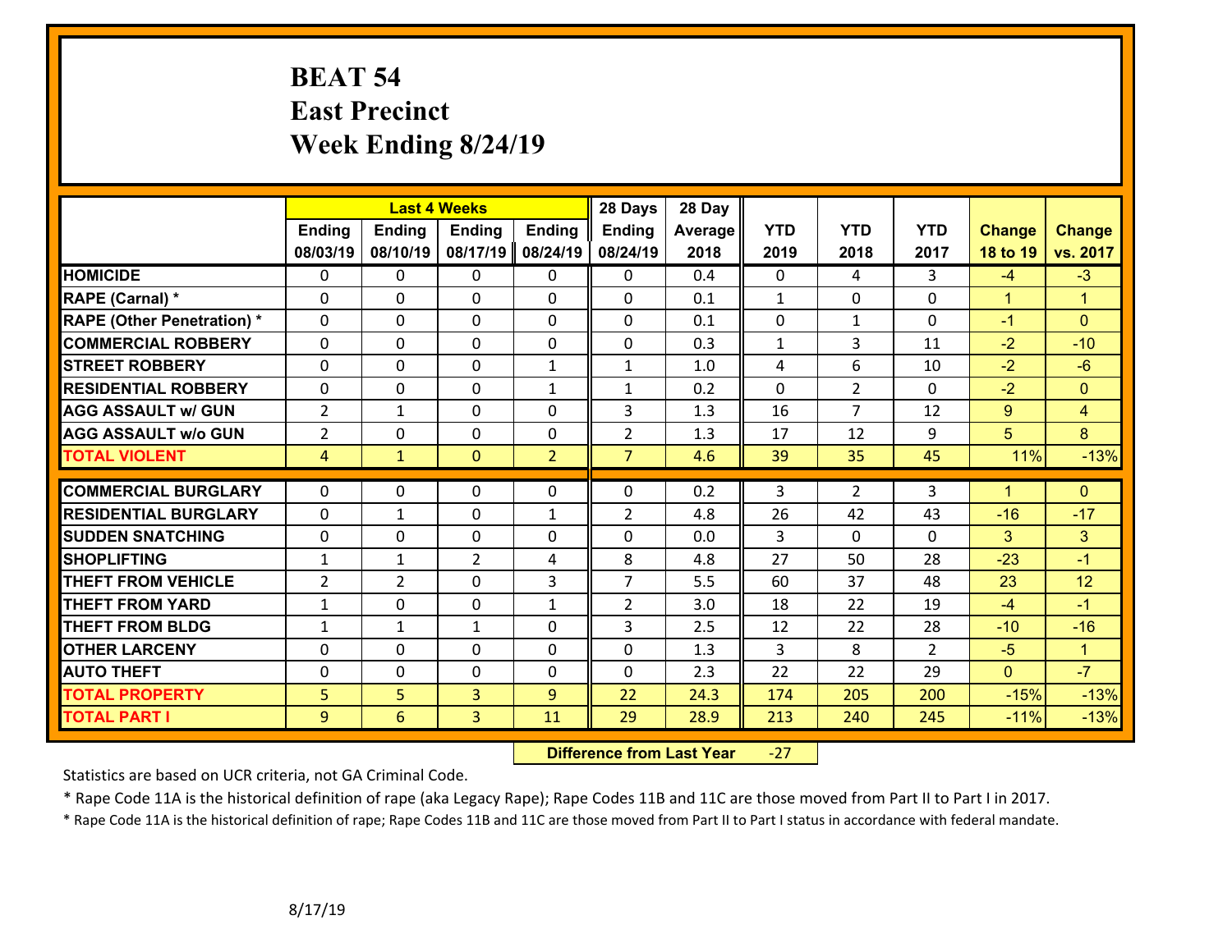# BEAT 54
## East Precinct
## Week Ending 8/24/19

| | Last 4 Weeks | | | | 28 Days | 28 Day | | | | | |
|---|---|---|---|---|---|---|---|---|---|---|---|
| | Ending 08/03/19 | Ending 08/10/19 | Ending 08/17/19 | Ending 08/24/19 | Ending 08/24/19 | Average 2018 | YTD 2019 | YTD 2018 | YTD 2017 | Change 18 to 19 | Change vs. 2017 |
| HOMICIDE | 0 | 0 | 0 | 0 | 0 | 0.4 | 0 | 4 | 3 | -4 | -3 |
| RAPE (Carnal) * | 0 | 0 | 0 | 0 | 0 | 0.1 | 1 | 0 | 0 | 1 | 1 |
| RAPE (Other Penetration) * | 0 | 0 | 0 | 0 | 0 | 0.1 | 0 | 1 | 0 | -1 | 0 |
| COMMERCIAL ROBBERY | 0 | 0 | 0 | 0 | 0 | 0.3 | 1 | 3 | 11 | -2 | -10 |
| STREET ROBBERY | 0 | 0 | 0 | 1 | 1 | 1.0 | 4 | 6 | 10 | -2 | -6 |
| RESIDENTIAL ROBBERY | 0 | 0 | 0 | 1 | 1 | 0.2 | 0 | 2 | 0 | -2 | 0 |
| AGG ASSAULT w/ GUN | 2 | 1 | 0 | 0 | 3 | 1.3 | 16 | 7 | 12 | 9 | 4 |
| AGG ASSAULT w/o GUN | 2 | 0 | 0 | 0 | 2 | 1.3 | 17 | 12 | 9 | 5 | 8 |
| TOTAL VIOLENT | 4 | 1 | 0 | 2 | 7 | 4.6 | 39 | 35 | 45 | 11% | -13% |
| COMMERCIAL BURGLARY | 0 | 0 | 0 | 0 | 0 | 0.2 | 3 | 2 | 3 | 1 | 0 |
| RESIDENTIAL BURGLARY | 0 | 1 | 0 | 1 | 2 | 4.8 | 26 | 42 | 43 | -16 | -17 |
| SUDDEN SNATCHING | 0 | 0 | 0 | 0 | 0 | 0.0 | 3 | 0 | 0 | 3 | 3 |
| SHOPLIFTING | 1 | 1 | 2 | 4 | 8 | 4.8 | 27 | 50 | 28 | -23 | -1 |
| THEFT FROM VEHICLE | 2 | 2 | 0 | 3 | 7 | 5.5 | 60 | 37 | 48 | 23 | 12 |
| THEFT FROM YARD | 1 | 0 | 0 | 1 | 2 | 3.0 | 18 | 22 | 19 | -4 | -1 |
| THEFT FROM BLDG | 1 | 1 | 1 | 0 | 3 | 2.5 | 12 | 22 | 28 | -10 | -16 |
| OTHER LARCENY | 0 | 0 | 0 | 0 | 0 | 1.3 | 3 | 8 | 2 | -5 | 1 |
| AUTO THEFT | 0 | 0 | 0 | 0 | 0 | 2.3 | 22 | 22 | 29 | 0 | -7 |
| TOTAL PROPERTY | 5 | 5 | 3 | 9 | 22 | 24.3 | 174 | 205 | 200 | -15% | -13% |
| TOTAL PART I | 9 | 6 | 3 | 11 | 29 | 28.9 | 213 | 240 | 245 | -11% | -13% |

**Difference from Last Year** -27

Statistics are based on UCR criteria, not GA Criminal Code.

* Rape Code 11A is the historical definition of rape (aka Legacy Rape); Rape Codes 11B and 11C are those moved from Part II to Part I in 2017.

* Rape Code 11A is the historical definition of rape; Rape Codes 11B and 11C are those moved from Part II to Part I status in accordance with federal mandate.

8/17/19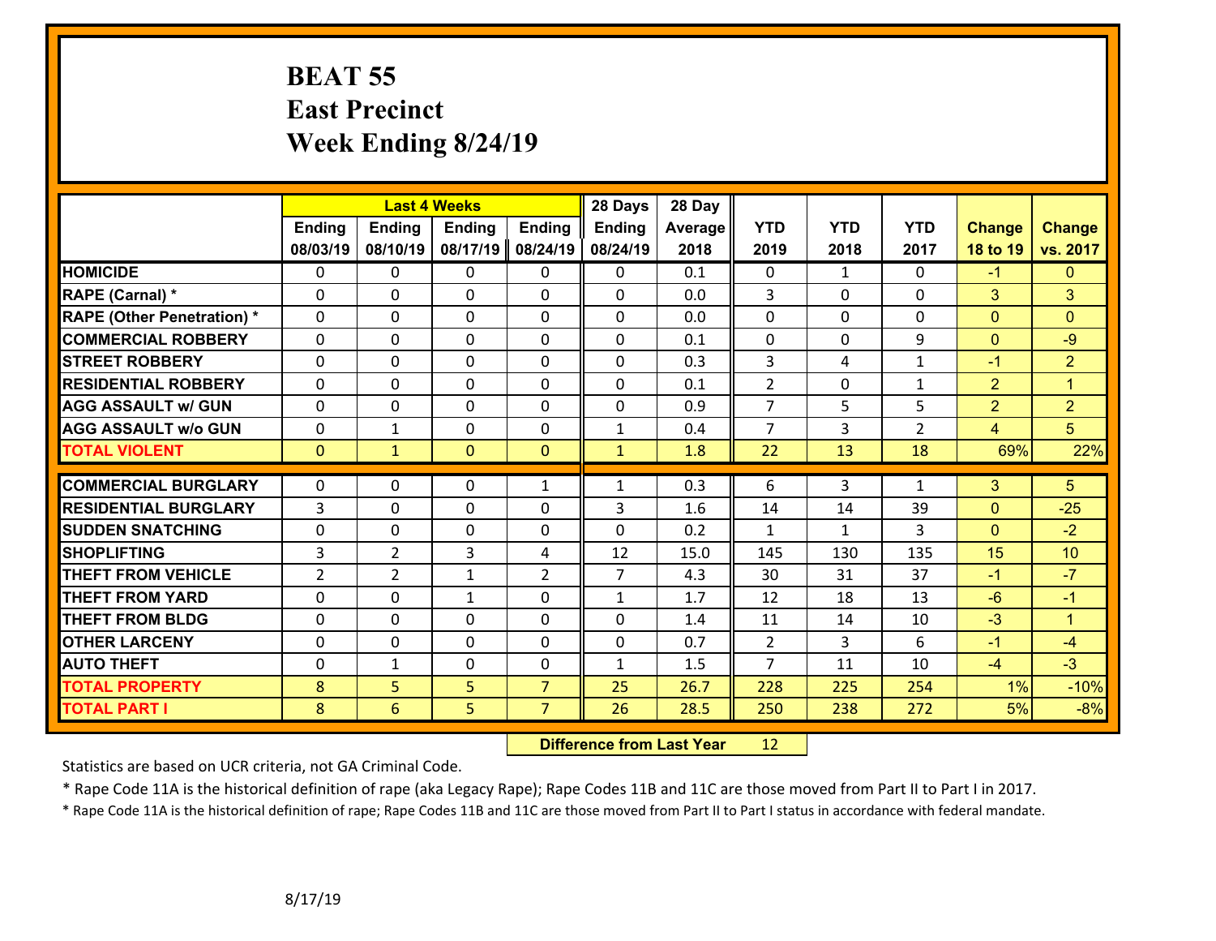# BEAT 55
# East Precinct
# Week Ending 8/24/19

| | Last 4 Weeks | | | | 28 Days | 28 Day | | | | | |
|---|---|---|---|---|---|---|---|---|---|---|---|
| | Ending 08/03/19 | Ending 08/10/19 | Ending 08/17/19 | Ending 08/24/19 | Ending 08/24/19 | Average 2018 | YTD 2019 | YTD 2018 | YTD 2017 | Change 18 to 19 | Change vs. 2017 |
| HOMICIDE | 0 | 0 | 0 | 0 | 0 | 0.1 | 0 | 1 | 0 | -1 | 0 |
| RAPE (Carnal) * | 0 | 0 | 0 | 0 | 0 | 0.0 | 3 | 0 | 0 | 3 | 3 |
| RAPE (Other Penetration) * | 0 | 0 | 0 | 0 | 0 | 0.0 | 0 | 0 | 0 | 0 | 0 |
| COMMERCIAL ROBBERY | 0 | 0 | 0 | 0 | 0 | 0.1 | 0 | 0 | 9 | 0 | -9 |
| STREET ROBBERY | 0 | 0 | 0 | 0 | 0 | 0.3 | 3 | 4 | 1 | -1 | 2 |
| RESIDENTIAL ROBBERY | 0 | 0 | 0 | 0 | 0 | 0.1 | 2 | 0 | 1 | 2 | 1 |
| AGG ASSAULT w/ GUN | 0 | 0 | 0 | 0 | 0 | 0.9 | 7 | 5 | 5 | 2 | 2 |
| AGG ASSAULT w/o GUN | 0 | 1 | 0 | 0 | 1 | 0.4 | 7 | 3 | 2 | 4 | 5 |
| TOTAL VIOLENT | 0 | 1 | 0 | 0 | 1 | 1.8 | 22 | 13 | 18 | 69% | 22% |
| COMMERCIAL BURGLARY | 0 | 0 | 0 | 1 | 1 | 0.3 | 6 | 3 | 1 | 3 | 5 |
| RESIDENTIAL BURGLARY | 3 | 0 | 0 | 0 | 3 | 1.6 | 14 | 14 | 39 | 0 | -25 |
| SUDDEN SNATCHING | 0 | 0 | 0 | 0 | 0 | 0.2 | 1 | 1 | 3 | 0 | -2 |
| SHOPLIFTING | 3 | 2 | 3 | 4 | 12 | 15.0 | 145 | 130 | 135 | 15 | 10 |
| THEFT FROM VEHICLE | 2 | 2 | 1 | 2 | 7 | 4.3 | 30 | 31 | 37 | -1 | -7 |
| THEFT FROM YARD | 0 | 0 | 1 | 0 | 1 | 1.7 | 12 | 18 | 13 | -6 | -1 |
| THEFT FROM BLDG | 0 | 0 | 0 | 0 | 0 | 1.4 | 11 | 14 | 10 | -3 | 1 |
| OTHER LARCENY | 0 | 0 | 0 | 0 | 0 | 0.7 | 2 | 3 | 6 | -1 | -4 |
| AUTO THEFT | 0 | 1 | 0 | 0 | 1 | 1.5 | 7 | 11 | 10 | -4 | -3 |
| TOTAL PROPERTY | 8 | 5 | 5 | 7 | 25 | 26.7 | 228 | 225 | 254 | 1% | -10% |
| TOTAL PART I | 8 | 6 | 5 | 7 | 26 | 28.5 | 250 | 238 | 272 | 5% | -8% |

**Difference from Last Year** 12

Statistics are based on UCR criteria, not GA Criminal Code.

* Rape Code 11A is the historical definition of rape (aka Legacy Rape); Rape Codes 11B and 11C are those moved from Part II to Part I in 2017.

* Rape Code 11A is the historical definition of rape; Rape Codes 11B and 11C are those moved from Part II to Part I status in accordance with federal mandate.

8/17/19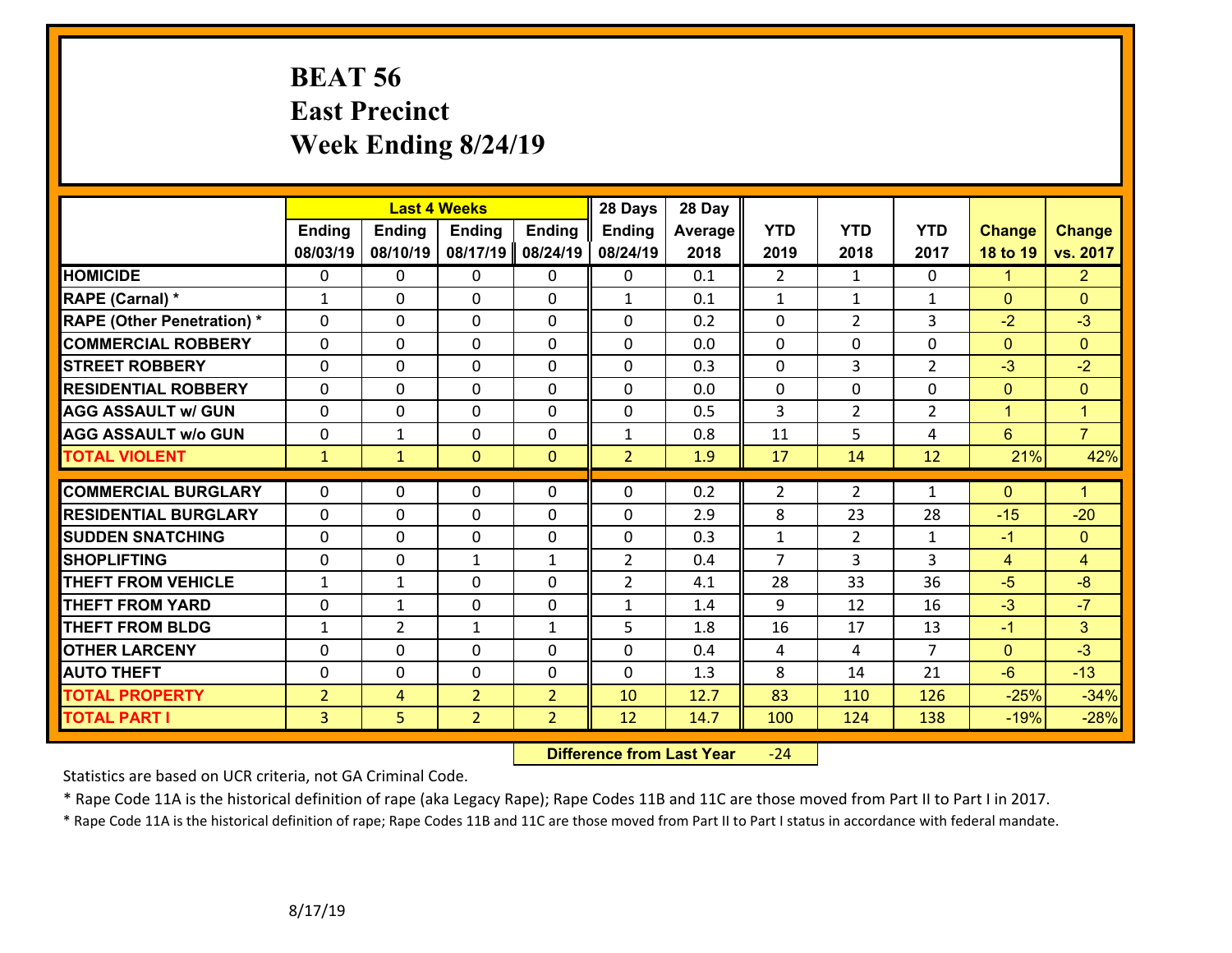# BEAT 56
## East Precinct
## Week Ending 8/24/19

| | Last 4 Weeks | | | | 28 Days | 28 Day | | | | | |
|---|---|---|---|---|---|---|---|---|---|---|---|
| | Ending 08/03/19 | Ending 08/10/19 | Ending 08/17/19 | Ending 08/24/19 | Ending 08/24/19 | Average 2018 | YTD 2019 | YTD 2018 | YTD 2017 | Change 18 to 19 | Change vs. 2017 |
| HOMICIDE | 0 | 0 | 0 | 0 | 0 | 0.1 | 2 | 1 | 0 | 1 | 2 |
| RAPE (Carnal) * | 1 | 0 | 0 | 0 | 1 | 0.1 | 1 | 1 | 1 | 0 | 0 |
| RAPE (Other Penetration) * | 0 | 0 | 0 | 0 | 0 | 0.2 | 0 | 2 | 3 | -2 | -3 |
| COMMERCIAL ROBBERY | 0 | 0 | 0 | 0 | 0 | 0.0 | 0 | 0 | 0 | 0 | 0 |
| STREET ROBBERY | 0 | 0 | 0 | 0 | 0 | 0.3 | 0 | 3 | 2 | -3 | -2 |
| RESIDENTIAL ROBBERY | 0 | 0 | 0 | 0 | 0 | 0.0 | 0 | 0 | 0 | 0 | 0 |
| AGG ASSAULT w/ GUN | 0 | 0 | 0 | 0 | 0 | 0.5 | 3 | 2 | 2 | 1 | 1 |
| AGG ASSAULT w/o GUN | 0 | 1 | 0 | 0 | 1 | 0.8 | 11 | 5 | 4 | 6 | 7 |
| TOTAL VIOLENT | 1 | 1 | 0 | 0 | 2 | 1.9 | 17 | 14 | 12 | 21% | 42% |
| COMMERCIAL BURGLARY | 0 | 0 | 0 | 0 | 0 | 0.2 | 2 | 2 | 1 | 0 | 1 |
| RESIDENTIAL BURGLARY | 0 | 0 | 0 | 0 | 0 | 2.9 | 8 | 23 | 28 | -15 | -20 |
| SUDDEN SNATCHING | 0 | 0 | 0 | 0 | 0 | 0.3 | 1 | 2 | 1 | -1 | 0 |
| SHOPLIFTING | 0 | 0 | 1 | 1 | 2 | 0.4 | 7 | 3 | 3 | 4 | 4 |
| THEFT FROM VEHICLE | 1 | 1 | 0 | 0 | 2 | 4.1 | 28 | 33 | 36 | -5 | -8 |
| THEFT FROM YARD | 0 | 1 | 0 | 0 | 1 | 1.4 | 9 | 12 | 16 | -3 | -7 |
| THEFT FROM BLDG | 1 | 2 | 1 | 1 | 5 | 1.8 | 16 | 17 | 13 | -1 | 3 |
| OTHER LARCENY | 0 | 0 | 0 | 0 | 0 | 0.4 | 4 | 4 | 7 | 0 | -3 |
| AUTO THEFT | 0 | 0 | 0 | 0 | 0 | 1.3 | 8 | 14 | 21 | -6 | -13 |
| TOTAL PROPERTY | 2 | 4 | 2 | 2 | 10 | 12.7 | 83 | 110 | 126 | -25% | -34% |
| TOTAL PART I | 3 | 5 | 2 | 2 | 12 | 14.7 | 100 | 124 | 138 | -19% | -28% |

**Difference from Last Year** -24

Statistics are based on UCR criteria, not GA Criminal Code.

* Rape Code 11A is the historical definition of rape (aka Legacy Rape); Rape Codes 11B and 11C are those moved from Part II to Part I in 2017.

* Rape Code 11A is the historical definition of rape; Rape Codes 11B and 11C are those moved from Part II to Part I status in accordance with federal mandate.

8/17/19